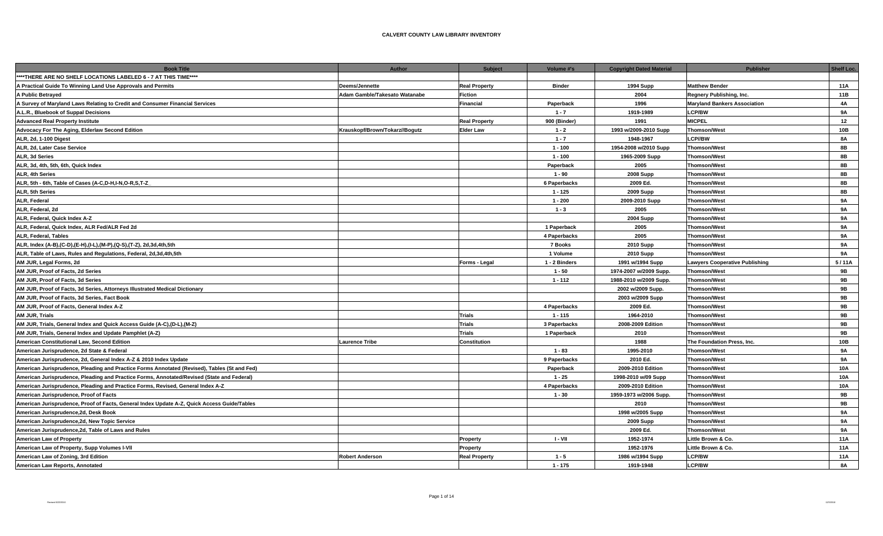# CALVERT COUNTY LAW LIBRARY INVENTORY

| Book Title | Author | Subject | Volume #'s | Copyright Dated Material | Publisher | Shelf Loc. |
|---|---|---|---|---|---|---|
| ****THERE ARE NO SHELF LOCATIONS LABELED 6 - 7 AT THIS TIME**** | | | | | | |
| A Practical Guide To Winning Land Use Approvals and Permits | Deems/Jennette | Real Property | Binder | 1994 Supp | Matthew Bender | 11A |
| A Public Betrayed | Adam Gamble/Takesato Watanabe | Fiction | | 2004 | Regnery Publishing, Inc. | 11B |
| A Survey of Maryland Laws Relating to Credit and Consumer Financial Services | | Financial | Paperback | 1996 | Maryland Bankers Association | 4A |
| A.L.R., Bluebook of Suppal Decisions | | | 1 - 7 | 1919-1989 | LCP/BW | 9A |
| Advanced Real Property Institute | | Real Property | 900 (Binder) | 1991 | MICPEL | 12 |
| Advocacy For The Aging, Elderlaw Second Edition | Krauskopf/Brown/Tokarz//Bogutz | Elder Law | 1 - 2 | 1993 w/2009-2010 Supp | Thomson/West | 10B |
| ALR, 2d, 1-100 Digest | | | 1 - 7 | 1948-1967 | LCP//BW | 8A |
| ALR, 2d, Later Case Service | | | 1 - 100 | 1954-2008 w/2010 Supp | Thomson/West | 8B |
| ALR, 3d Series | | | 1 - 100 | 1965-2009 Supp | Thomson/West | 8B |
| ALR, 3d, 4th, 5th, 6th, Quick Index | | | Paperback | 2005 | Thomson/West | 8B |
| ALR, 4th Series | | | 1 - 90 | 2008 Supp | Thomson/West | 8B |
| ALR, 5th - 6th, Table of Cases (A-C,D-H,I-N,O-R,S,T-Z_ | | | 6 Paperbacks | 2009 Ed. | Thomson/West | 8B |
| ALR, 5th Series | | | 1 - 125 | 2009 Supp | Thomson/West | 8B |
| ALR, Federal | | | 1 - 200 | 2009-2010 Supp | Thomson/West | 9A |
| ALR, Federal, 2d | | | 1 - 3 | 2005 | Thomson/West | 9A |
| ALR, Federal, Quick Index A-Z | | | | 2004 Supp | Thomson/West | 9A |
| ALR, Federal, Quick Index, ALR Fed/ALR Fed 2d | | | 1 Paperback | 2005 | Thomson/West | 9A |
| ALR, Federal, Tables | | | 4 Paperbacks | 2005 | Thomson/West | 9A |
| ALR, Index (A-B),(C-D),(E-H),(I-L),(M-P),(Q-S),(T-Z), 2d,3d,4th,5th | | | 7 Books | 2010 Supp | Thomson/West | 9A |
| ALR, Table of Laws, Rules and Regulations, Federal, 2d,3d,4th,5th | | | 1 Volume | 2010 Supp | Thomson/West | 9A |
| AM JUR, Legal Forms, 2d | | Forms - Legal | 1 - 2 Binders | 1991 w/1994 Supp | Lawyers Cooperative Publishing | 5 / 11A |
| AM JUR, Proof of Facts, 2d Series | | | 1 - 50 | 1974-2007 w/2009 Supp. | Thomson/West | 9B |
| AM JUR, Proof of Facts, 3d Series | | | 1 - 112 | 1988-2010 w/2009 Supp. | Thomson/West | 9B |
| AM JUR, Proof of Facts, 3d Series, Attorneys Illustrated Medical Dictionary | | | | 2002 w/2009 Supp. | Thomson/West | 9B |
| AM JUR, Proof of Facts, 3d Series, Fact Book | | | | 2003 w/2009 Supp | Thomson/West | 9B |
| AM JUR, Proof of Facts, General Index A-Z | | | 4 Paperbacks | 2009 Ed. | Thomson/West | 9B |
| AM JUR, Trials | | Trials | 1 - 115 | 1964-2010 | Thomson/West | 9B |
| AM JUR, Trials, General Index and Quick Access Guide (A-C),(D-L),(M-Z) | | Trials | 3 Paperbacks | 2008-2009 Edition | Thomson/West | 9B |
| AM JUR, Trials, General Index and Update Pamphlet (A-Z) | | Trials | 1 Paperback | 2010 | Thomson/West | 9B |
| American Constitutional Law, Second Edition | Laurence Tribe | Constitution | | 1988 | The Foundation Press, Inc. | 10B |
| American Jurisprudence, 2d State & Federal | | | 1 - 83 | 1995-2010 | Thomson/West | 9A |
| American Jurisprudence, 2d, General Index A-Z & 2010 Index Update | | | 9 Paperbacks | 2010 Ed. | Thomson/West | 9A |
| American Jurisprudence, Pleading and Practice Forms Annotated (Revised), Tables (St and Fed) | | | Paperback | 2009-2010 Edition | Thomson/West | 10A |
| American Jurisprudence, Pleading and Practice Forms, Annotated/Revised (State and Federal) | | | 1 - 25 | 1998-2010 w/09 Supp | Thomson/West | 10A |
| American Jurisprudence, Pleading and Practice Forms, Revised, General Index A-Z | | | 4 Paperbacks | 2009-2010 Edition | Thomson/West | 10A |
| American Jurisprudence, Proof of Facts | | | 1 - 30 | 1959-1973 w/2006 Supp. | Thomson/West | 9B |
| American Jurisprudence, Proof of Facts, General Index Update A-Z, Quick Access Guide/Tables | | | | 2010 | Thomson/West | 9B |
| American Jurisprudence,2d, Desk Book | | | | 1998 w/2005 Supp | Thomson/West | 9A |
| American Jurisprudence,2d, New Topic Service | | | | 2009 Supp | Thomson/West | 9A |
| American Jurisprudence,2d, Table of Laws and Rules | | | | 2009 Ed. | Thomson/West | 9A |
| American Law of Property | | Property | I - VII | 1952-1974 | Little Brown & Co. | 11A |
| American Law of Property, Supp Volumes I-VII | | Property | | 1952-1976 | Little Brown & Co. | 11A |
| American Law of Zoning, 3rd Edition | Robert Anderson | Real Property | 1 - 5 | 1986 w/1994 Supp | LCP/BW | 11A |
| American Law Reports, Annotated | | | 1 - 175 | 1919-1948 | LCP/BW | 8A |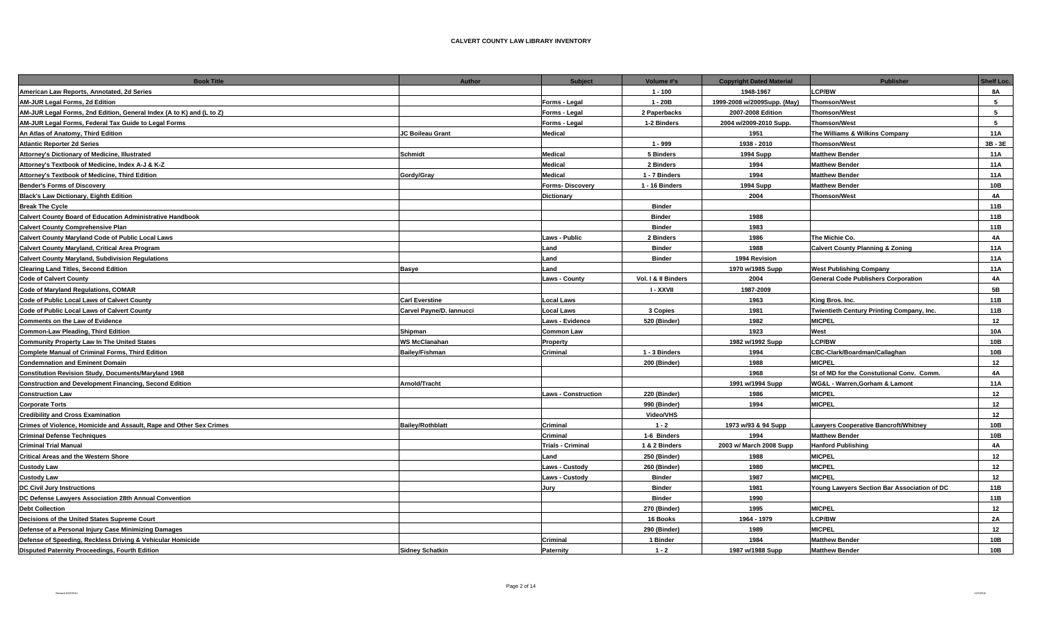# CALVERT COUNTY LAW LIBRARY INVENTORY

| Book Title | Author | Subject | Volume #'s | Copyright Dated Material | Publisher | Shelf Loc. |
|---|---|---|---|---|---|---|
| American Law Reports, Annotated, 2d Series | | | 1 - 100 | 1948-1967 | LCP/BW | 8A |
| AM-JUR Legal Forms, 2d Edition | | Forms - Legal | 1 - 20B | 1999-2008 w/2009Supp. (May) | Thomson/West | 5 |
| AM-JUR Legal Forms, 2nd Edition, General Index (A to K) and (L to Z) | | Forms - Legal | 2 Paperbacks | 2007-2008 Edition | Thomson/West | 5 |
| AM-JUR Legal Forms, Federal Tax Guide to Legal Forms | | Forms - Legal | 1-2 Binders | 2004 w/2009-2010 Supp. | Thomson/West | 5 |
| An Atlas of Anatomy, Third Edition | JC Boileau Grant | Medical | | 1951 | The Williams & Wilkins Company | 11A |
| Atlantic Reporter 2d Series | | | 1 - 999 | 1938 - 2010 | Thomson/West | 3B - 3E |
| Attorney's Dictionary of Medicine, Illustrated | Schmidt | Medical | 5 Binders | 1994 Supp | Matthew Bender | 11A |
| Attorney's Textbook of Medicine, Index A-J & K-Z | | Medical | 2 Binders | 1994 | Matthew Bender | 11A |
| Attorney's Textbook of Medicine, Third Edition | Gordy/Gray | Medical | 1 - 7 Binders | 1994 | Matthew Bender | 11A |
| Bender's Forms of Discovery | | Forms- Discovery | 1 - 16 Binders | 1994 Supp | Matthew Bender | 10B |
| Black's Law Dictionary, Eighth Edition | | Dictionary | | 2004 | Thomson/West | 4A |
| Break The Cycle | | | Binder | | | 11B |
| Calvert County Board of Education Administrative Handbook | | | Binder | 1988 | | 11B |
| Calvert County Comprehensive Plan | | | Binder | 1983 | | 11B |
| Calvert County Maryland Code of Public Local Laws | | Laws - Public | 2 Binders | 1986 | The Michie Co. | 4A |
| Calvert County Maryland, Critical Area Program | | Land | Binder | 1988 | Calvert County Planning & Zoning | 11A |
| Calvert County Maryland, Subdivision Regulations | | Land | Binder | 1994 Revision | | 11A |
| Clearing Land Titles, Second Edition | Basye | Land | | 1970 w/1985 Supp | West Publishing Company | 11A |
| Code of Calvert County | | Laws - County | Vol. I & II Binders | 2004 | General Code Publishers Corporation | 4A |
| Code of Maryland Regulations, COMAR | | | I - XXVII | 1987-2009 | | 5B |
| Code of Public Local Laws of Calvert County | Carl Everstine | Local Laws | | 1963 | King Bros. Inc. | 11B |
| Code of Public Local Laws of Calvert County | Carvel Payne/D. Iannucci | Local Laws | 3 Copies | 1981 | Twientieth Century Printing Company, Inc. | 11B |
| Comments on the Law of Evidence | | Laws - Evidence | 520 (Binder) | 1982 | MICPEL | 12 |
| Common-Law Pleading, Third Edition | Shipman | Common Law | | 1923 | West | 10A |
| Community Property Law In The United States | WS McClanahan | Property | | 1982 w/1992 Supp | LCP/BW | 10B |
| Complete Manual of Criminal Forms, Third Edition | Bailey/Fishman | Criminal | 1 - 3 Binders | 1994 | CBC-Clark/Boardman/Callaghan | 10B |
| Condemnation and Eminent Domain | | | 200 (Binder) | 1988 | MICPEL | 12 |
| Constitution Revision Study, Documents/Maryland 1968 | | | | 1968 | St of MD for the Constutional Conv. Comm. | 4A |
| Construction and Development Financing, Second Edition | Arnold/Tracht | | | 1991 w/1994 Supp | WG&L - Warren,Gorham & Lamont | 11A |
| Construction Law | | Laws - Construction | 220 (Binder) | 1986 | MICPEL | 12 |
| Corporate Torts | | | 990 (Binder) | 1994 | MICPEL | 12 |
| Credibility and Cross Examination | | | Video/VHS | | | 12 |
| Crimes of Violence, Homicide and Assault, Rape and Other Sex Crimes | Bailey/Rothblatt | Criminal | 1 - 2 | 1973 w/93 & 94 Supp | Lawyers Cooperative Bancroft/Whitney | 10B |
| Criminal Defense Techniques | | Criminal | 1-6 Binders | 1994 | Matthew Bender | 10B |
| Criminal Trial Manual | | Trials - Criminal | 1 & 2 Binders | 2003 w/ March 2008 Supp | Hanford Publishing | 4A |
| Critical Areas and the Western Shore | | Land | 250 (Binder) | 1988 | MICPEL | 12 |
| Custody Law | | Laws - Custody | 260 (Binder) | 1980 | MICPEL | 12 |
| Custody Law | | Laws - Custody | Binder | 1987 | MICPEL | 12 |
| DC Civil Jury Instructions | | Jury | Binder | 1981 | Young Lawyers Section Bar Association of DC | 11B |
| DC Defense Lawyers Association 28th Annual Convention | | | Binder | 1990 | | 11B |
| Debt Collection | | | 270 (Binder) | 1995 | MICPEL | 12 |
| Decisions of the United States Supreme Court | | | 16 Books | 1964 - 1979 | LCP/BW | 2A |
| Defense of a Personal Injury Case Minimizing Damages | | | 290 (Binder) | 1989 | MICPEL | 12 |
| Defense of Speeding, Reckless Driving & Vehicular Homicide | | Criminal | 1 Binder | 1984 | Matthew Bender | 10B |
| Disputed Paternity Proceedings, Fourth Edition | Sidney Schatkin | Paternity | 1 - 2 | 1987 w/1988 Supp | Matthew Bender | 10B |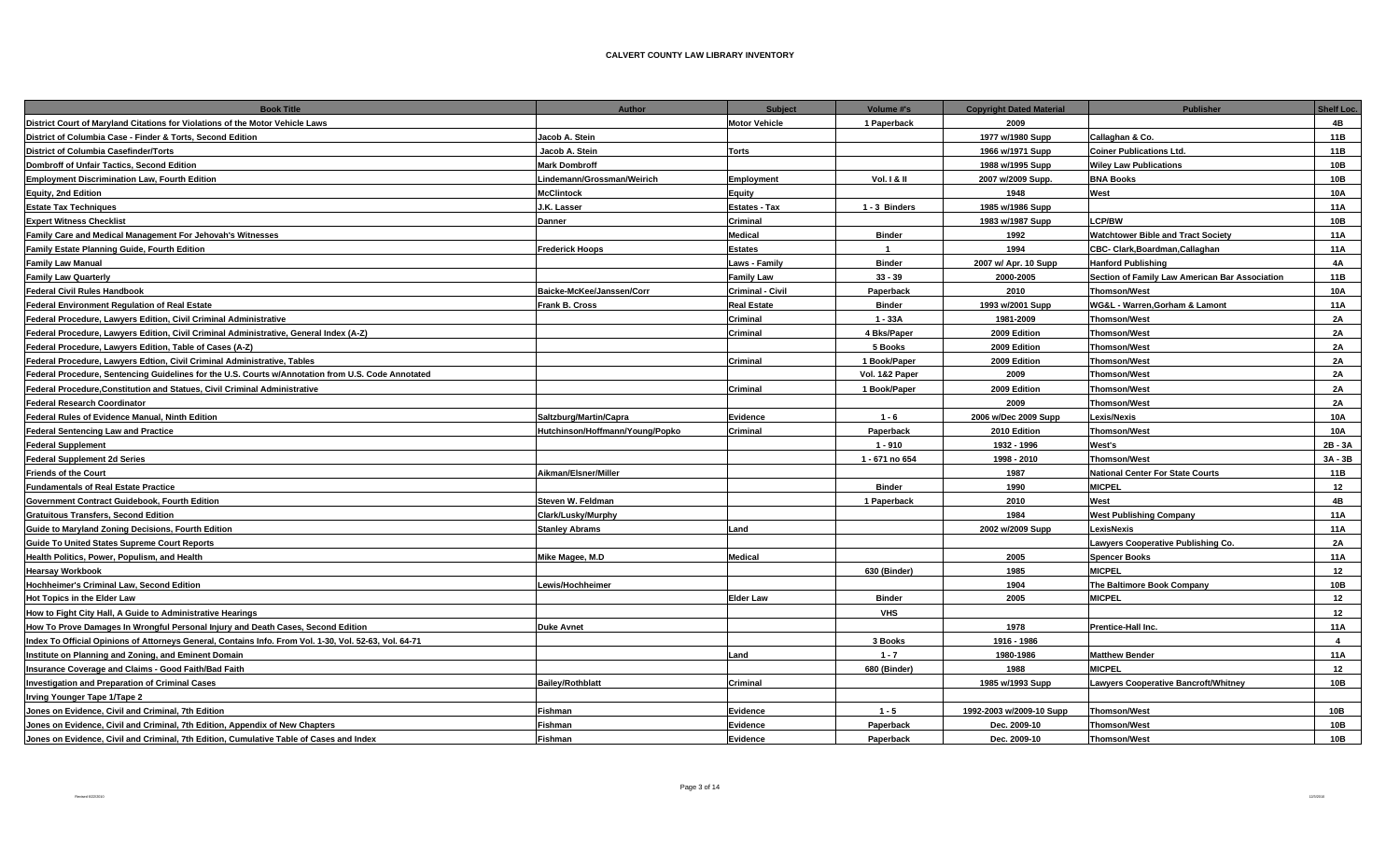# CALVERT COUNTY LAW LIBRARY INVENTORY

| Book Title | Author | Subject | Volume #'s | Copyright Dated Material | Publisher | Shelf Loc. |
|---|---|---|---|---|---|---|
| District Court of Maryland Citations for Violations of the Motor Vehicle Laws | | Motor Vehicle | 1 Paperback | 2009 | | 4B |
| District of Columbia Case - Finder & Torts, Second Edition | Jacob A. Stein | | | 1977 w/1980 Supp | Callaghan & Co. | 11B |
| District of Columbia Casefinder/Torts | Jacob A. Stein | Torts | | 1966 w/1971 Supp | Coiner Publications Ltd. | 11B |
| Dombroff of Unfair Tactics, Second Edition | Mark Dombroff | | | 1988 w/1995 Supp | Wiley Law Publications | 10B |
| Employment Discrimination Law, Fourth Edition | Lindemann/Grossman/Weirich | Employment | Vol. I & II | 2007 w/2009 Supp. | BNA Books | 10B |
| Equity, 2nd Edition | McClintock | Equity | | 1948 | West | 10A |
| Estate Tax Techniques | J.K. Lasser | Estates - Tax | 1 - 3 Binders | 1985 w/1986 Supp | | 11A |
| Expert Witness Checklist | Danner | Criminal | | 1983 w/1987 Supp | LCP/BW | 10B |
| Family Care and Medical Management For Jehovah's Witnesses | | Medical | Binder | 1992 | Watchtower Bible and Tract Society | 11A |
| Family Estate Planning Guide, Fourth Edition | Frederick Hoops | Estates | 1 | 1994 | CBC- Clark,Boardman,Callaghan | 11A |
| Family Law Manual | | Laws - Family | Binder | 2007 w/ Apr. 10 Supp | Hanford Publishing | 4A |
| Family Law Quarterly | | Family Law | 33 - 39 | 2000-2005 | Section of Family Law American Bar Association | 11B |
| Federal Civil Rules Handbook | Baicke-McKee/Janssen/Corr | Criminal - Civil | Paperback | 2010 | Thomson/West | 10A |
| Federal Environment Regulation of Real Estate | Frank B. Cross | Real Estate | Binder | 1993 w/2001 Supp | WG&L - Warren,Gorham & Lamont | 11A |
| Federal Procedure, Lawyers Edition, Civil Criminal Administrative | | Criminal | 1 - 33A | 1981-2009 | Thomson/West | 2A |
| Federal Procedure, Lawyers Edition, Civil Criminal Administrative, General Index (A-Z) | | Criminal | 4 Bks/Paper | 2009 Edition | Thomson/West | 2A |
| Federal Procedure, Lawyers Edition, Table of Cases (A-Z) | | | 5 Books | 2009 Edition | Thomson/West | 2A |
| Federal Procedure, Lawyers Edtion, Civil Criminal Administrative, Tables | | Criminal | 1 Book/Paper | 2009 Edition | Thomson/West | 2A |
| Federal Procedure, Sentencing Guidelines for the U.S. Courts w/Annotation from U.S. Code Annotated | | | Vol. 1&2 Paper | 2009 | Thomson/West | 2A |
| Federal Procedure,Constitution and Statues, Civil Criminal Administrative | | Criminal | 1 Book/Paper | 2009 Edition | Thomson/West | 2A |
| Federal Research Coordinator | | | | 2009 | Thomson/West | 2A |
| Federal Rules of Evidence Manual, Ninth Edition | Saltzburg/Martin/Capra | Evidence | 1 - 6 | 2006 w/Dec 2009 Supp | Lexis/Nexis | 10A |
| Federal Sentencing Law and Practice | Hutchinson/Hoffmann/Young/Popko | Criminal | Paperback | 2010 Edition | Thomson/West | 10A |
| Federal Supplement | | | 1 - 910 | 1932 - 1996 | West's | 2B - 3A |
| Federal Supplement 2d Series | | | 1 - 671 no 654 | 1998 - 2010 | Thomson/West | 3A - 3B |
| Friends of the Court | Aikman/Elsner/Miller | | | 1987 | National Center For State Courts | 11B |
| Fundamentals of Real Estate Practice | | | Binder | 1990 | MICPEL | 12 |
| Government Contract Guidebook, Fourth Edition | Steven W. Feldman | | 1 Paperback | 2010 | West | 4B |
| Gratuitous Transfers, Second Edition | Clark/Lusky/Murphy | | | 1984 | West Publishing Company | 11A |
| Guide to Maryland Zoning Decisions, Fourth Edition | Stanley Abrams | Land | | 2002 w/2009 Supp | LexisNexis | 11A |
| Guide To United States Supreme Court Reports | | | | | Lawyers Cooperative Publishing Co. | 2A |
| Health Politics, Power, Populism, and Health | Mike Magee, M.D | Medical | | 2005 | Spencer Books | 11A |
| Hearsay Workbook | | | 630 (Binder) | 1985 | MICPEL | 12 |
| Hochheimer's Criminal Law, Second Edition | Lewis/Hochheimer | | | 1904 | The Baltimore Book Company | 10B |
| Hot Topics in the Elder Law | | Elder Law | Binder | 2005 | MICPEL | 12 |
| How to Fight City Hall, A Guide to Administrative Hearings | | | VHS | | | 12 |
| How To Prove Damages In Wrongful Personal Injury and Death Cases, Second Edition | Duke Avnet | | | 1978 | Prentice-Hall Inc. | 11A |
| Index To Official Opinions of Attorneys General, Contains Info. From Vol. 1-30, Vol. 52-63, Vol. 64-71 | | | 3 Books | 1916 - 1986 | | 4 |
| Institute on Planning and Zoning, and Eminent Domain | | Land | 1 - 7 | 1980-1986 | Matthew Bender | 11A |
| Insurance Coverage and Claims - Good Faith/Bad Faith | | | 680 (Binder) | 1988 | MICPEL | 12 |
| Investigation and Preparation of Criminal Cases | Bailey/Rothblatt | Criminal | | 1985 w/1993 Supp | Lawyers Cooperative Bancroft/Whitney | 10B |
| Irving Younger Tape 1/Tape 2 | | | | | | |
| Jones on Evidence, Civil and Criminal, 7th Edition | Fishman | Evidence | 1 - 5 | 1992-2003 w/2009-10 Supp | Thomson/West | 10B |
| Jones on Evidence, Civil and Criminal, 7th Edition, Appendix of New Chapters | Fishman | Evidence | Paperback | Dec. 2009-10 | Thomson/West | 10B |
| Jones on Evidence, Civil and Criminal, 7th Edition, Cumulative Table of Cases and Index | Fishman | Evidence | Paperback | Dec. 2009-10 | Thomson/West | 10B |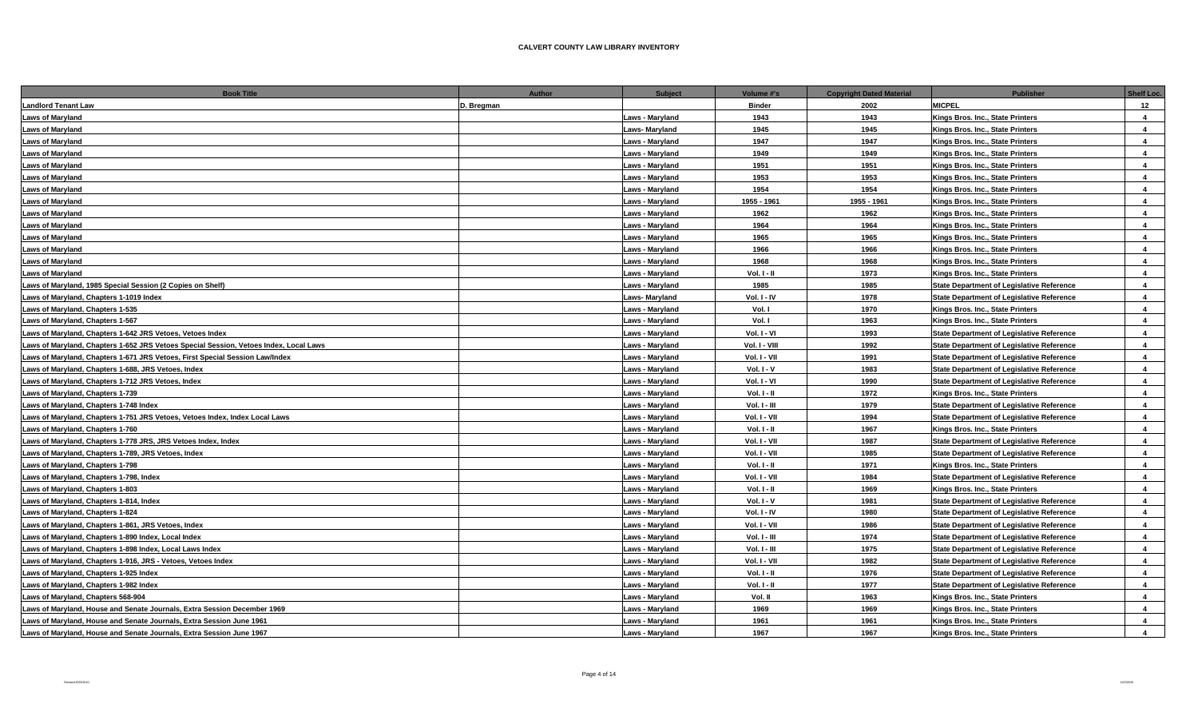**CALVERT COUNTY LAW LIBRARY INVENTORY**

| Book Title | Author | Subject | Volume #'s | Copyright Dated Material | Publisher | Shelf Loc. |
|---|---|---|---|---|---|---|
| Landlord Tenant Law | D. Bregman | | Binder | 2002 | MICPEL | 12 |
| Laws of Maryland | | Laws - Maryland | 1943 | 1943 | Kings Bros. Inc., State Printers | 4 |
| Laws of Maryland | | Laws- Maryland | 1945 | 1945 | Kings Bros. Inc., State Printers | 4 |
| Laws of Maryland | | Laws - Maryland | 1947 | 1947 | Kings Bros. Inc., State Printers | 4 |
| Laws of Maryland | | Laws - Maryland | 1949 | 1949 | Kings Bros. Inc., State Printers | 4 |
| Laws of Maryland | | Laws - Maryland | 1951 | 1951 | Kings Bros. Inc., State Printers | 4 |
| Laws of Maryland | | Laws - Maryland | 1953 | 1953 | Kings Bros. Inc., State Printers | 4 |
| Laws of Maryland | | Laws - Maryland | 1954 | 1954 | Kings Bros. Inc., State Printers | 4 |
| Laws of Maryland | | Laws - Maryland | 1955 - 1961 | 1955 - 1961 | Kings Bros. Inc., State Printers | 4 |
| Laws of Maryland | | Laws - Maryland | 1962 | 1962 | Kings Bros. Inc., State Printers | 4 |
| Laws of Maryland | | Laws - Maryland | 1964 | 1964 | Kings Bros. Inc., State Printers | 4 |
| Laws of Maryland | | Laws - Maryland | 1965 | 1965 | Kings Bros. Inc., State Printers | 4 |
| Laws of Maryland | | Laws - Maryland | 1966 | 1966 | Kings Bros. Inc., State Printers | 4 |
| Laws of Maryland | | Laws - Maryland | 1968 | 1968 | Kings Bros. Inc., State Printers | 4 |
| Laws of Maryland | | Laws - Maryland | Vol. I - II | 1973 | Kings Bros. Inc., State Printers | 4 |
| Laws of Maryland, 1985 Special Session (2 Copies on Shelf) | | Laws - Maryland | 1985 | 1985 | State Department of Legislative Reference | 4 |
| Laws of Maryland, Chapters 1-1019 Index | | Laws- Maryland | Vol. I - IV | 1978 | State Department of Legislative Reference | 4 |
| Laws of Maryland, Chapters 1-535 | | Laws - Maryland | Vol. I | 1970 | Kings Bros. Inc., State Printers | 4 |
| Laws of Maryland, Chapters 1-567 | | Laws - Maryland | Vol. I | 1963 | Kings Bros. Inc., State Printers | 4 |
| Laws of Maryland, Chapters 1-642 JRS Vetoes, Vetoes Index | | Laws - Maryland | Vol. I - VI | 1993 | State Department of Legislative Reference | 4 |
| Laws of Maryland, Chapters 1-652 JRS Vetoes Special Session, Vetoes Index, Local Laws | | Laws - Maryland | Vol. I - VIII | 1992 | State Department of Legislative Reference | 4 |
| Laws of Maryland, Chapters 1-671 JRS Vetoes, First Special Session Law/Index | | Laws - Maryland | Vol. I - VII | 1991 | State Department of Legislative Reference | 4 |
| Laws of Maryland, Chapters 1-688, JRS Vetoes, Index | | Laws - Maryland | Vol. I - V | 1983 | State Department of Legislative Reference | 4 |
| Laws of Maryland, Chapters 1-712 JRS Vetoes, Index | | Laws - Maryland | Vol. I - VI | 1990 | State Department of Legislative Reference | 4 |
| Laws of Maryland, Chapters 1-739 | | Laws - Maryland | Vol. I - II | 1972 | Kings Bros. Inc., State Printers | 4 |
| Laws of Maryland, Chapters 1-748 Index | | Laws - Maryland | Vol. I - III | 1979 | State Department of Legislative Reference | 4 |
| Laws of Maryland, Chapters 1-751 JRS Vetoes, Vetoes Index, Index Local Laws | | Laws - Maryland | Vol. I - VII | 1994 | State Department of Legislative Reference | 4 |
| Laws of Maryland, Chapters 1-760 | | Laws - Maryland | Vol. I - II | 1967 | Kings Bros. Inc., State Printers | 4 |
| Laws of Maryland, Chapters 1-778 JRS, JRS Vetoes Index, Index | | Laws - Maryland | Vol. I - VII | 1987 | State Department of Legislative Reference | 4 |
| Laws of Maryland, Chapters 1-789, JRS Vetoes, Index | | Laws - Maryland | Vol. I - VII | 1985 | State Department of Legislative Reference | 4 |
| Laws of Maryland, Chapters 1-798 | | Laws - Maryland | Vol. I - II | 1971 | Kings Bros. Inc., State Printers | 4 |
| Laws of Maryland, Chapters 1-798, Index | | Laws - Maryland | Vol. I - VII | 1984 | State Department of Legislative Reference | 4 |
| Laws of Maryland, Chapters 1-803 | | Laws - Maryland | Vol. I - II | 1969 | Kings Bros. Inc., State Printers | 4 |
| Laws of Maryland, Chapters 1-814, Index | | Laws - Maryland | Vol. I - V | 1981 | State Department of Legislative Reference | 4 |
| Laws of Maryland, Chapters 1-824 | | Laws - Maryland | Vol. I - IV | 1980 | State Department of Legislative Reference | 4 |
| Laws of Maryland, Chapters 1-861, JRS Vetoes, Index | | Laws - Maryland | Vol. I - VII | 1986 | State Department of Legislative Reference | 4 |
| Laws of Maryland, Chapters 1-890 Index, Local Index | | Laws - Maryland | Vol. I - III | 1974 | State Department of Legislative Reference | 4 |
| Laws of Maryland, Chapters 1-898 Index, Local Laws Index | | Laws - Maryland | Vol. I - III | 1975 | State Department of Legislative Reference | 4 |
| Laws of Maryland, Chapters 1-916, JRS - Vetoes, Vetoes Index | | Laws - Maryland | Vol. I - VII | 1982 | State Department of Legislative Reference | 4 |
| Laws of Maryland, Chapters 1-925 Index | | Laws - Maryland | Vol. I - II | 1976 | State Department of Legislative Reference | 4 |
| Laws of Maryland, Chapters 1-982 Index | | Laws - Maryland | Vol. I - II | 1977 | State Department of Legislative Reference | 4 |
| Laws of Maryland, Chapters 568-904 | | Laws - Maryland | Vol. II | 1963 | Kings Bros. Inc., State Printers | 4 |
| Laws of Maryland, House and Senate Journals, Extra Session December 1969 | | Laws - Maryland | 1969 | 1969 | Kings Bros. Inc., State Printers | 4 |
| Laws of Maryland, House and Senate Journals, Extra Session June 1961 | | Laws - Maryland | 1961 | 1961 | Kings Bros. Inc., State Printers | 4 |
| Laws of Maryland, House and Senate Journals, Extra Session June 1967 | | Laws - Maryland | 1967 | 1967 | Kings Bros. Inc., State Printers | 4 |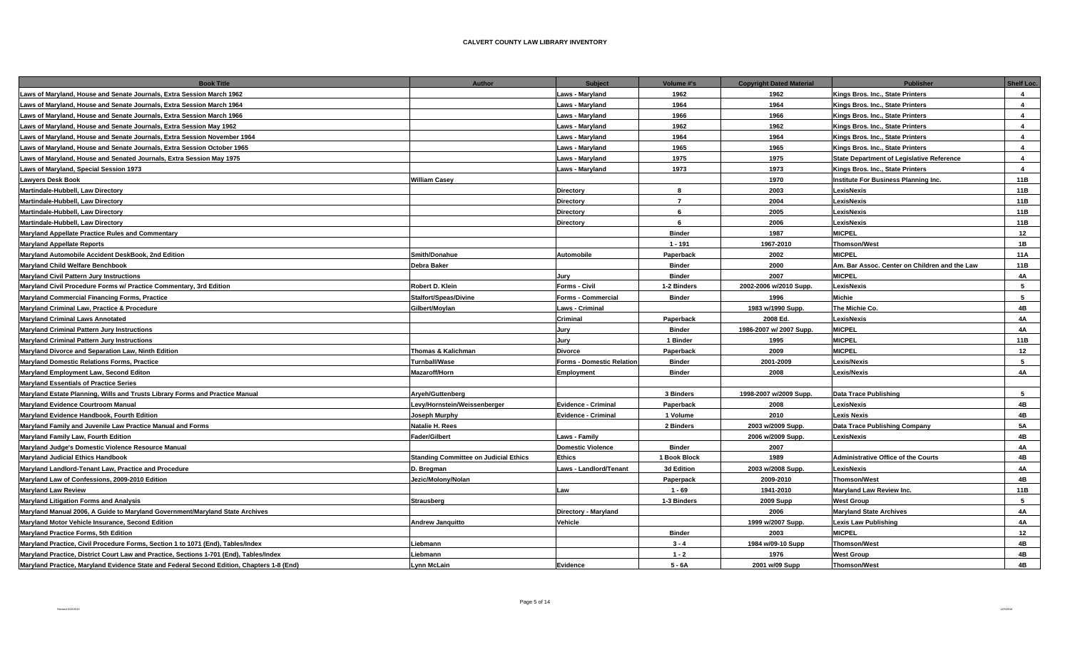# CALVERT COUNTY LAW LIBRARY INVENTORY

| Book Title | Author | Subject | Volume #'s | Copyright Dated Material | Publisher | Shelf Loc. |
|---|---|---|---|---|---|---|
| Laws of Maryland, House and Senate Journals, Extra Session March 1962 | | Laws - Maryland | 1962 | 1962 | Kings Bros. Inc., State Printers | 4 |
| Laws of Maryland, House and Senate Journals, Extra Session March 1964 | | Laws - Maryland | 1964 | 1964 | Kings Bros. Inc., State Printers | 4 |
| Laws of Maryland, House and Senate Journals, Extra Session March 1966 | | Laws - Maryland | 1966 | 1966 | Kings Bros. Inc., State Printers | 4 |
| Laws of Maryland, House and Senate Journals, Extra Session May 1962 | | Laws - Maryland | 1962 | 1962 | Kings Bros. Inc., State Printers | 4 |
| Laws of Maryland, House and Senate Journals, Extra Session November 1964 | | Laws - Maryland | 1964 | 1964 | Kings Bros. Inc., State Printers | 4 |
| Laws of Maryland, House and Senate Journals, Extra Session October 1965 | | Laws - Maryland | 1965 | 1965 | Kings Bros. Inc., State Printers | 4 |
| Laws of Maryland, House and Senated Journals, Extra Session May 1975 | | Laws - Maryland | 1975 | 1975 | State Department of Legislative Reference | 4 |
| Laws of Maryland, Special Session 1973 | | Laws - Maryland | 1973 | 1973 | Kings Bros. Inc., State Printers | 4 |
| Lawyers Desk Book | William Casey | | | 1970 | Institute For Business Planning Inc. | 11B |
| Martindale-Hubbell, Law Directory | | Directory | 8 | 2003 | LexisNexis | 11B |
| Martindale-Hubbell, Law Directory | | Directory | 7 | 2004 | LexisNexis | 11B |
| Martindale-Hubbell, Law Directory | | Directory | 6 | 2005 | LexisNexis | 11B |
| Martindale-Hubbell, Law Directory | | Directory | 6 | 2006 | LexisNexis | 11B |
| Maryland Appellate Practice Rules and Commentary | | | Binder | 1987 | MICPEL | 12 |
| Maryland Appellate Reports | | | 1 - 191 | 1967-2010 | Thomson/West | 1B |
| Maryland Automobile Accident DeskBook, 2nd Edition | Smith/Donahue | Automobile | Paperback | 2002 | MICPEL | 11A |
| Maryland Child Welfare Benchbook | Debra Baker | | Binder | 2000 | Am. Bar Assoc. Center on Children and the Law | 11B |
| Maryland Civil Pattern Jury Instructions | | Jury | Binder | 2007 | MICPEL | 4A |
| Maryland Civil Procedure Forms w/ Practice Commentary, 3rd Edition | Robert D. Klein | Forms - Civil | 1-2 Binders | 2002-2006 w/2010 Supp. | LexisNexis | 5 |
| Maryland Commercial Financing Forms, Practice | Stalfort/Speas/Divine | Forms - Commercial | Binder | 1996 | Michie | 5 |
| Maryland Criminal Law, Practice & Procedure | Gilbert/Moylan | Laws - Criminal | | 1983 w/1990 Supp. | The Michie Co. | 4B |
| Maryland Criminal Laws Annotated | | Criminal | Paperback | 2008 Ed. | LexisNexis | 4A |
| Maryland Criminal Pattern Jury Instructions | | Jury | Binder | 1986-2007 w/ 2007 Supp. | MICPEL | 4A |
| Maryland Criminal Pattern Jury Instructions | | Jury | 1 Binder | 1995 | MICPEL | 11B |
| Maryland Divorce and Separation Law, Ninth Edition | Thomas & Kalichman | Divorce | Paperback | 2009 | MICPEL | 12 |
| Maryland Domestic Relations Forms, Practice | Turnball/Wase | Forms - Domestic Relation | Binder | 2001-2009 | Lexis/Nexis | 5 |
| Maryland Employment Law, Second Editon | Mazaroff/Horn | Employment | Binder | 2008 | Lexis/Nexis | 4A |
| Maryland Essentials of Practice Series | | | | | | |
| Maryland Estate Planning, Wills and Trusts Library Forms and Practice Manual | Aryeh/Guttenberg | | 3 Binders | 1998-2007 w/2009 Supp. | Data Trace Publishing | 5 |
| Maryland Evidence Courtroom Manual | Levy/Hornstein/Weissenberger | Evidence - Criminal | Paperback | 2008 | LexisNexis | 4B |
| Maryland Evidence Handbook, Fourth Edition | Joseph Murphy | Evidence - Criminal | 1 Volume | 2010 | Lexis Nexis | 4B |
| Maryland Family and Juvenile Law Practice Manual and Forms | Natalie H. Rees | | 2 Binders | 2003 w/2009 Supp. | Data Trace Publishing Company | 5A |
| Maryland Family Law, Fourth Edition | Fader/Gilbert | Laws - Family | | 2006 w/2009 Supp. | LexisNexis | 4B |
| Maryland Judge's Domestic Violence Resource Manual | | Domestic Violence | Binder | 2007 | | 4A |
| Maryland Judicial Ethics Handbook | Standing Committee on Judicial Ethics | Ethics | 1 Book Block | 1989 | Administrative Office of the Courts | 4B |
| Maryland Landlord-Tenant Law, Practice and Procedure | D. Bregman | Laws - Landlord/Tenant | 3d Edition | 2003 w/2008 Supp. | LexisNexis | 4A |
| Maryland Law of Confessions, 2009-2010 Edition | Jezic/Molony/Nolan | | Paperpack | 2009-2010 | Thomson/West | 4B |
| Maryland Law Review | | Law | 1 - 69 | 1941-2010 | Maryland Law Review Inc. | 11B |
| Maryland Litigation Forms and Analysis | Strausberg | | 1-3 Binders | 2009 Supp | West Group | 5 |
| Maryland Manual 2006, A Guide to Maryland Government/Maryland State Archives | | Directory - Maryland | | 2006 | Maryland State Archives | 4A |
| Maryland Motor Vehicle Insurance, Second Edition | Andrew Janquitto | Vehicle | | 1999 w/2007 Supp. | Lexis Law Publishing | 4A |
| Maryland Practice Forms, 5th Edition | | | Binder | 2003 | MICPEL | 12 |
| Maryland Practice, Civil Procedure Forms, Section 1 to 1071 (End), Tables/Index | Liebmann | | 3 - 4 | 1984 w/09-10 Supp | Thomson/West | 4B |
| Maryland Practice, District Court Law and Practice, Sections 1-701 (End), Tables/Index | Liebmann | | 1 - 2 | 1976 | West Group | 4B |
| Maryland Practice, Maryland Evidence State and Federal Second Edition, Chapters 1-8 (End) | Lynn McLain | Evidence | 5 - 6A | 2001 w/09 Supp | Thomson/West | 4B |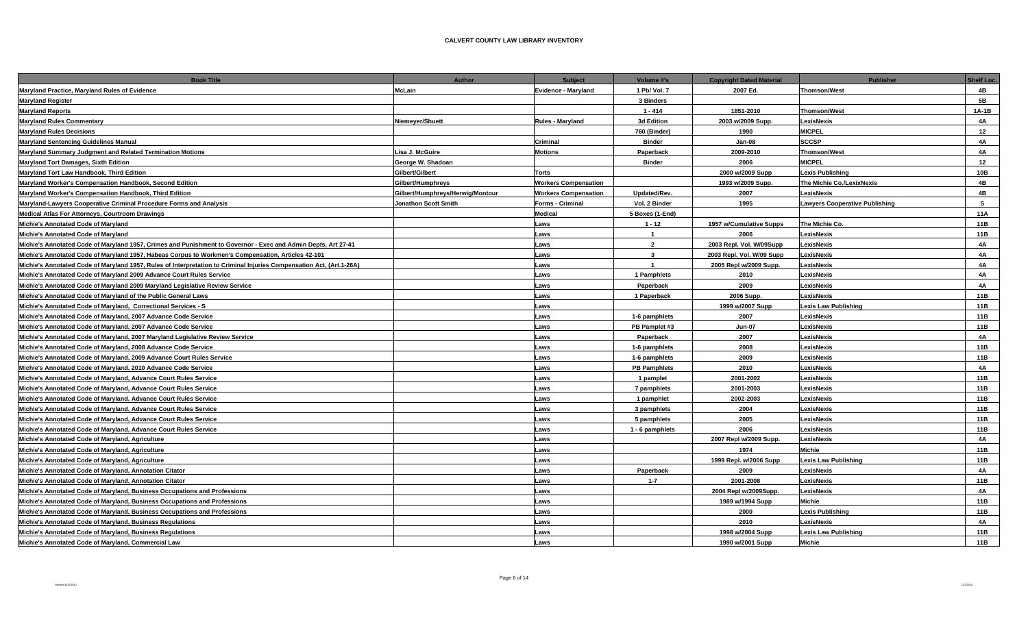# CALVERT COUNTY LAW LIBRARY INVENTORY

| Book Title | Author | Subject | Volume #'s | Copyright Dated Material | Publisher | Shelf Loc. |
|---|---|---|---|---|---|---|
| Maryland Practice, Maryland Rules of Evidence | McLain | Evidence - Maryland | 1 Pb/ Vol. 7 | 2007 Ed. | Thomson/West | 4B |
| Maryland Register | | | 3 Binders | | | 5B |
| Maryland Reports | | | 1 - 414 | 1851-2010 | Thomson/West | 1A-1B |
| Maryland Rules Commentary | Niemeyer/Shuett | Rules - Maryland | 3d Edition | 2003 w/2009 Supp. | LexisNexis | 4A |
| Maryland Rules Decisions | | | 760 (Binder) | 1990 | MICPEL | 12 |
| Maryland Sentencing Guidelines Manual | | Criminal | Binder | Jan-08 | SCCSP | 4A |
| Maryland Summary Judgment and Related Termination Motions | Lisa J. McGuire | Motions | Paperback | 2009-2010 | Thomson/West | 4A |
| Maryland Tort Damages, Sixth Edition | George W. Shadoan | | Binder | 2006 | MICPEL | 12 |
| Maryland Tort Law Handbook, Third Edition | Gilbert/Gilbert | Torts | | 2000 w/2009 Supp | Lexis Publishing | 10B |
| Maryland Worker's Compensation Handbook, Second Edition | Gilbert/Humphreys | Workers Compensation | | 1993 w/2009 Supp. | The Michie Co./LexixNexis | 4B |
| Maryland Worker's Compensation Handbook, Third Edition | Gilbert/Humphreys/Herwig/Montour | Workers Compensation | Updated/Rev. | 2007 | LexisNexis | 4B |
| Maryland-Lawyers Cooperative Criminal Procedure Forms and Analysis | Jonathon Scott Smith | Forms - Criminal | Vol. 2 Binder | 1995 | Lawyers Cooperative Publishing | 5 |
| Medical Atlas For Attorneys, Courtroom Drawings | | Medical | 5 Boxes (1-End) | | | 11A |
| Michie's Annotated Code of Maryland | | Laws | 1 - 12 | 1957 w/Cumulative Supps | The Michie Co. | 11B |
| Michie's Annotated Code of Maryland | | Laws | 1 | 2006 | LexisNexis | 11B |
| Michie's Annotated Code of Maryland 1957, Crimes and Punishment to Governor - Exec and Admin Depts, Art 27-41 | | Laws | 2 | 2003 Repl. Vol. W/09Supp | LexisNexis | 4A |
| Michie's Annotated Code of Maryland 1957, Habeas Corpus to Workmen's Compensation, Articles 42-101 | | Laws | 3 | 2003 Repl. Vol. W/09 Supp | LexisNexis | 4A |
| Michie's Annotated Code of Maryland 1957, Rules of Interpretation to Criminal Injuries Compensation Act, (Art.1-26A) | | Laws | 1 | 2005 Repl w/2009 Supp. | LexisNexis | 4A |
| Michie's Annotated Code of Maryland 2009 Advance Court Rules Service | | Laws | 1 Pamphlets | 2010 | LexisNexis | 4A |
| Michie's Annotated Code of Maryland 2009 Maryland Legislative Review Service | | Laws | Paperback | 2009 | LexisNexis | 4A |
| Michie's Annotated Code of Maryland of the Public General Laws | | Laws | 1 Paperback | 2006 Supp. | LexisNexis | 11B |
| Michie's Annotated Code of Maryland, Correctional Services - S | | Laws | | 1999 w/2007 Supp | Lexis Law Publishing | 11B |
| Michie's Annotated Code of Maryland, 2007 Advance Code Service | | Laws | 1-6 pamphlets | 2007 | LexisNexis | 11B |
| Michie's Annotated Code of Maryland, 2007 Advance Code Service | | Laws | PB Pamplet #3 | Jun-07 | LexisNexis | 11B |
| Michie's Annotated Code of Maryland, 2007 Maryland Legislative Review Service | | Laws | Paperback | 2007 | LexisNexis | 4A |
| Michie's Annotated Code of Maryland, 2008 Advance Code Service | | Laws | 1-6 pamphlets | 2008 | LexisNexis | 11B |
| Michie's Annotated Code of Maryland, 2009 Advance Court Rules Service | | Laws | 1-6 pamphlets | 2009 | LexisNexis | 11B |
| Michie's Annotated Code of Maryland, 2010 Advance Code Service | | Laws | PB Pamphlets | 2010 | LexisNexis | 4A |
| Michie's Annotated Code of Maryland, Advance Court Rules Service | | Laws | 1 pamplet | 2001-2002 | LexisNexis | 11B |
| Michie's Annotated Code of Maryland, Advance Court Rules Service | | Laws | 7 pamphlets | 2001-2003 | LexisNexis | 11B |
| Michie's Annotated Code of Maryland, Advance Court Rules Service | | Laws | 1 pamphlet | 2002-2003 | LexisNexis | 11B |
| Michie's Annotated Code of Maryland, Advance Court Rules Service | | Laws | 3 pamphlets | 2004 | LexisNexis | 11B |
| Michie's Annotated Code of Maryland, Advance Court Rules Service | | Laws | 5 pamphlets | 2005 | LexisNexis | 11B |
| Michie's Annotated Code of Maryland, Advance Court Rules Service | | Laws | 1 - 6 pamphlets | 2006 | LexisNexis | 11B |
| Michie's Annotated Code of Maryland, Agriculture | | Laws | | 2007 Repl w/2009 Supp. | LexisNexis | 4A |
| Michie's Annotated Code of Maryland, Agriculture | | Laws | | 1974 | Michie | 11B |
| Michie's Annotated Code of Maryland, Agriculture | | Laws | | 1999 Repl. w/2006 Supp | Lexis Law Publishing | 11B |
| Michie's Annotated Code of Maryland, Annotation Citator | | Laws | Paperback | 2009 | LexisNexis | 4A |
| Michie's Annotated Code of Maryland, Annotation Citator | | Laws | 1-7 | 2001-2008 | LexisNexis | 11B |
| Michie's Annotated Code of Maryland, Business Occupations and Professions | | Laws | | 2004 Repl w/2009Supp. | LexisNexis | 4A |
| Michie's Annotated Code of Maryland, Business Occupations and Professions | | Laws | | 1989 w/1994 Supp | Michie | 11B |
| Michie's Annotated Code of Maryland, Business Occupations and Professions | | Laws | | 2000 | Lexis Publishing | 11B |
| Michie's Annotated Code of Maryland, Business Regulations | | Laws | | 2010 | LexisNexis | 4A |
| Michie's Annotated Code of Maryland, Business Regulations | | Laws | | 1998 w/2004 Supp | Lexis Law Publishing | 11B |
| Michie's Annotated Code of Maryland, Commercial Law | | Laws | | 1990 w/2001 Supp | Michie | 11B |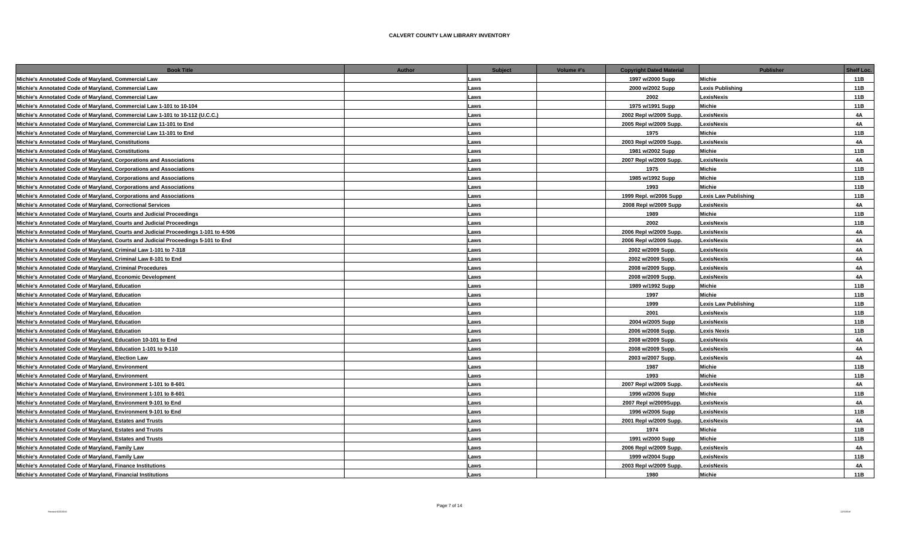**CALVERT COUNTY LAW LIBRARY INVENTORY**

| Book Title | Author | Subject | Volume #'s | Copyright Dated Material | Publisher | Shelf Loc. |
|---|---|---|---|---|---|---|
| Michie's Annotated Code of Maryland, Commercial Law | | Laws | | 1997 w/2000 Supp | Michie | 11B |
| Michie's Annotated Code of Maryland, Commercial Law | | Laws | | 2000 w/2002 Supp | Lexis Publishing | 11B |
| Michie's Annotated Code of Maryland, Commercial Law | | Laws | | 2002 | LexisNexis | 11B |
| Michie's Annotated Code of Maryland, Commercial Law 1-101 to 10-104 | | Laws | | 1975 w/1991 Supp | Michie | 11B |
| Michie's Annotated Code of Maryland, Commercial Law 1-101 to 10-112 (U.C.C.) | | Laws | | 2002 Repl w/2009 Supp. | LexisNexis | 4A |
| Michie's Annotated Code of Maryland, Commercial Law 11-101 to End | | Laws | | 2005 Repl w/2009 Supp. | LexisNexis | 4A |
| Michie's Annotated Code of Maryland, Commercial Law 11-101 to End | | Laws | | 1975 | Michie | 11B |
| Michie's Annotated Code of Maryland, Constitutions | | Laws | | 2003 Repl w/2009 Supp. | LexisNexis | 4A |
| Michie's Annotated Code of Maryland, Constitutions | | Laws | | 1981 w/2002 Supp | Michie | 11B |
| Michie's Annotated Code of Maryland, Corporations and Associations | | Laws | | 2007 Repl w/2009 Supp. | LexisNexis | 4A |
| Michie's Annotated Code of Maryland, Corporations and Associations | | Laws | | 1975 | Michie | 11B |
| Michie's Annotated Code of Maryland, Corporations and Associations | | Laws | | 1985 w/1992 Supp | Michie | 11B |
| Michie's Annotated Code of Maryland, Corporations and Associations | | Laws | | 1993 | Michie | 11B |
| Michie's Annotated Code of Maryland, Corporations and Associations | | Laws | | 1999 Repl. w/2006 Supp | Lexis Law Publishing | 11B |
| Michie's Annotated Code of Maryland, Correctional Services | | Laws | | 2008 Repl w/2009 Supp | LexisNexis | 4A |
| Michie's Annotated Code of Maryland, Courts and Judicial Proceedings | | Laws | | 1989 | Michie | 11B |
| Michie's Annotated Code of Maryland, Courts and Judicial Proceedings | | Laws | | 2002 | LexisNexis | 11B |
| Michie's Annotated Code of Maryland, Courts and Judicial Proceedings 1-101 to 4-506 | | Laws | | 2006 Repl w/2009 Supp. | LexisNexis | 4A |
| Michie's Annotated Code of Maryland, Courts and Judicial Proceedings 5-101 to End | | Laws | | 2006 Repl w/2009 Supp. | LexisNexis | 4A |
| Michie's Annotated Code of Maryland, Criminal Law 1-101 to 7-318 | | Laws | | 2002 w/2009 Supp. | LexisNexis | 4A |
| Michie's Annotated Code of Maryland, Criminal Law 8-101 to End | | Laws | | 2002 w/2009 Supp. | LexisNexis | 4A |
| Michie's Annotated Code of Maryland, Criminal Procedures | | Laws | | 2008 w/2009 Supp. | LexisNexis | 4A |
| Michie's Annotated Code of Maryland, Economic Development | | Laws | | 2008 w/2009 Supp. | LexisNexis | 4A |
| Michie's Annotated Code of Maryland, Education | | Laws | | 1989 w/1992 Supp | Michie | 11B |
| Michie's Annotated Code of Maryland, Education | | Laws | | 1997 | Michie | 11B |
| Michie's Annotated Code of Maryland, Education | | Laws | | 1999 | Lexis Law Publishing | 11B |
| Michie's Annotated Code of Maryland, Education | | Laws | | 2001 | LexisNexis | 11B |
| Michie's Annotated Code of Maryland, Education | | Laws | | 2004 w/2005 Supp | LexisNexis | 11B |
| Michie's Annotated Code of Maryland, Education | | Laws | | 2006 w/2008 Supp. | Lexis Nexis | 11B |
| Michie's Annotated Code of Maryland, Education 10-101 to End | | Laws | | 2008 w/2009 Supp. | LexisNexis | 4A |
| Michie's Annotated Code of Maryland, Education 1-101 to 9-110 | | Laws | | 2008 w/2009 Supp. | LexisNexis | 4A |
| Michie's Annotated Code of Maryland, Election Law | | Laws | | 2003 w/2007 Supp. | LexisNexis | 4A |
| Michie's Annotated Code of Maryland, Environment | | Laws | | 1987 | Michie | 11B |
| Michie's Annotated Code of Maryland, Environment | | Laws | | 1993 | Michie | 11B |
| Michie's Annotated Code of Maryland, Environment 1-101 to 8-601 | | Laws | | 2007 Repl w/2009 Supp. | LexisNexis | 4A |
| Michie's Annotated Code of Maryland, Environment 1-101 to 8-601 | | Laws | | 1996 w/2006 Supp | Michie | 11B |
| Michie's Annotated Code of Maryland, Environment 9-101 to End | | Laws | | 2007 Repl w/2009Supp. | LexisNexis | 4A |
| Michie's Annotated Code of Maryland, Environment 9-101 to End | | Laws | | 1996 w/2006 Supp | LexisNexis | 11B |
| Michie's Annotated Code of Maryland, Estates and Trusts | | Laws | | 2001 Repl w/2009 Supp. | LexisNexis | 4A |
| Michie's Annotated Code of Maryland, Estates and Trusts | | Laws | | 1974 | Michie | 11B |
| Michie's Annotated Code of Maryland, Estates and Trusts | | Laws | | 1991 w/2000 Supp | Michie | 11B |
| Michie's Annotated Code of Maryland, Family Law | | Laws | | 2006 Repl w/2009 Supp. | LexisNexis | 4A |
| Michie's Annotated Code of Maryland, Family Law | | Laws | | 1999 w/2004 Supp | LexisNexis | 11B |
| Michie's Annotated Code of Maryland, Finance Institutions | | Laws | | 2003 Repl w/2009 Supp. | LexisNexis | 4A |
| Michie's Annotated Code of Maryland, Financial Institutions | | Laws | | 1980 | Michie | 11B |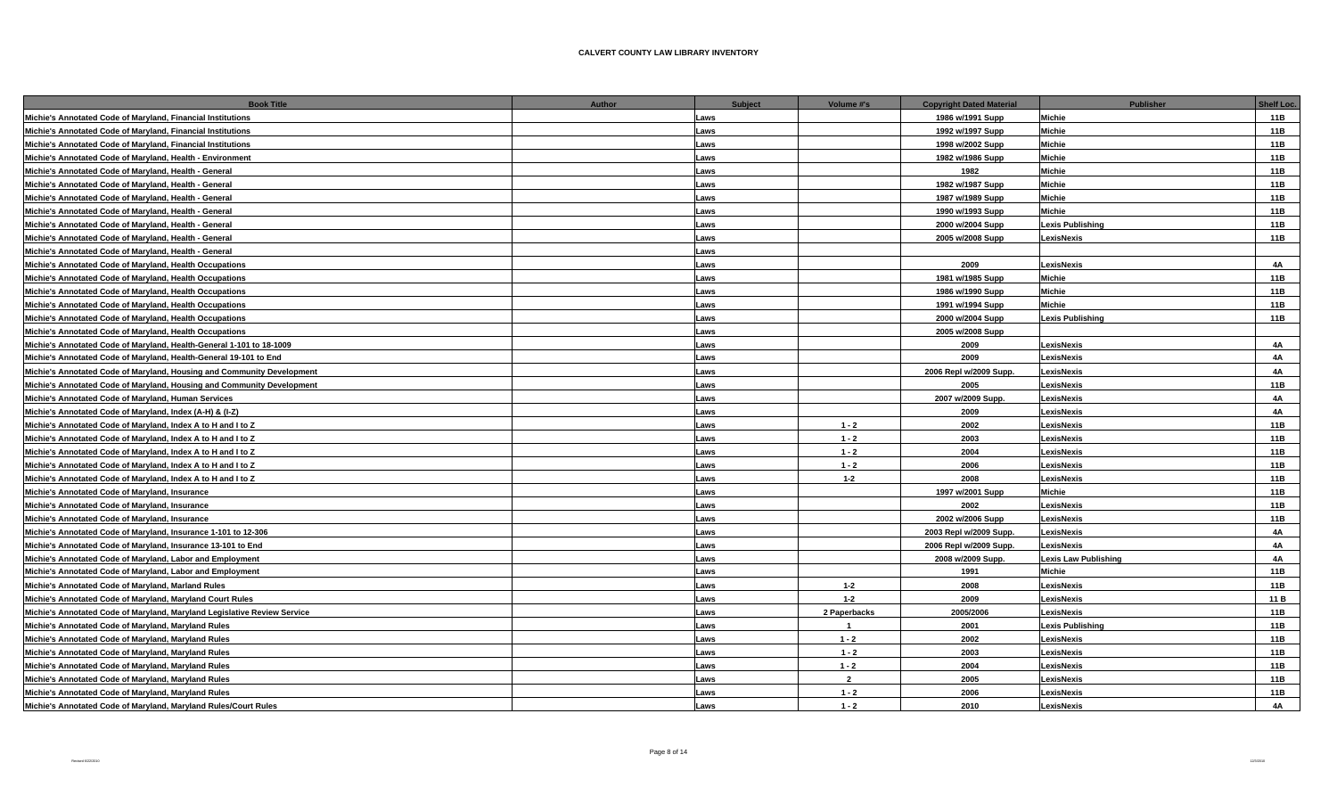**CALVERT COUNTY LAW LIBRARY INVENTORY**

| Book Title | Author | Subject | Volume #'s | Copyright Dated Material | Publisher | Shelf Loc. |
|---|---|---|---|---|---|---|
| Michie's Annotated Code of Maryland, Financial Institutions | | Laws | | 1986 w/1991 Supp | Michie | 11B |
| Michie's Annotated Code of Maryland, Financial Institutions | | Laws | | 1992 w/1997 Supp | Michie | 11B |
| Michie's Annotated Code of Maryland, Financial Institutions | | Laws | | 1998 w/2002 Supp | Michie | 11B |
| Michie's Annotated Code of Maryland, Health - Environment | | Laws | | 1982 w/1986 Supp | Michie | 11B |
| Michie's Annotated Code of Maryland, Health - General | | Laws | | 1982 | Michie | 11B |
| Michie's Annotated Code of Maryland, Health - General | | Laws | | 1982 w/1987 Supp | Michie | 11B |
| Michie's Annotated Code of Maryland, Health - General | | Laws | | 1987 w/1989 Supp | Michie | 11B |
| Michie's Annotated Code of Maryland, Health - General | | Laws | | 1990 w/1993 Supp | Michie | 11B |
| Michie's Annotated Code of Maryland, Health - General | | Laws | | 2000 w/2004 Supp | Lexis Publishing | 11B |
| Michie's Annotated Code of Maryland, Health - General | | Laws | | 2005 w/2008 Supp | LexisNexis | 11B |
| Michie's Annotated Code of Maryland, Health - General | | Laws | | | | |
| Michie's Annotated Code of Maryland, Health Occupations | | Laws | | 2009 | LexisNexis | 4A |
| Michie's Annotated Code of Maryland, Health Occupations | | Laws | | 1981 w/1985 Supp | Michie | 11B |
| Michie's Annotated Code of Maryland, Health Occupations | | Laws | | 1986 w/1990 Supp | Michie | 11B |
| Michie's Annotated Code of Maryland, Health Occupations | | Laws | | 1991 w/1994 Supp | Michie | 11B |
| Michie's Annotated Code of Maryland, Health Occupations | | Laws | | 2000 w/2004 Supp | Lexis Publishing | 11B |
| Michie's Annotated Code of Maryland, Health Occupations | | Laws | | 2005 w/2008 Supp | | |
| Michie's Annotated Code of Maryland, Health-General 1-101 to 18-1009 | | Laws | | 2009 | LexisNexis | 4A |
| Michie's Annotated Code of Maryland, Health-General 19-101 to End | | Laws | | 2009 | LexisNexis | 4A |
| Michie's Annotated Code of Maryland, Housing and Community Development | | Laws | | 2006 Repl w/2009 Supp. | LexisNexis | 4A |
| Michie's Annotated Code of Maryland, Housing and Community Development | | Laws | | 2005 | LexisNexis | 11B |
| Michie's Annotated Code of Maryland, Human Services | | Laws | | 2007 w/2009 Supp. | LexisNexis | 4A |
| Michie's Annotated Code of Maryland, Index (A-H) & (I-Z) | | Laws | | 2009 | LexisNexis | 4A |
| Michie's Annotated Code of Maryland, Index A to H and I to Z | | Laws | 1 - 2 | 2002 | LexisNexis | 11B |
| Michie's Annotated Code of Maryland, Index A to H and I to Z | | Laws | 1 - 2 | 2003 | LexisNexis | 11B |
| Michie's Annotated Code of Maryland, Index A to H and I to Z | | Laws | 1 - 2 | 2004 | LexisNexis | 11B |
| Michie's Annotated Code of Maryland, Index A to H and I to Z | | Laws | 1 - 2 | 2006 | LexisNexis | 11B |
| Michie's Annotated Code of Maryland, Index A to H and I to Z | | Laws | 1-2 | 2008 | LexisNexis | 11B |
| Michie's Annotated Code of Maryland, Insurance | | Laws | | 1997 w/2001 Supp | Michie | 11B |
| Michie's Annotated Code of Maryland, Insurance | | Laws | | 2002 | LexisNexis | 11B |
| Michie's Annotated Code of Maryland, Insurance | | Laws | | 2002 w/2006 Supp | LexisNexis | 11B |
| Michie's Annotated Code of Maryland, Insurance 1-101 to 12-306 | | Laws | | 2003 Repl w/2009 Supp. | LexisNexis | 4A |
| Michie's Annotated Code of Maryland, Insurance 13-101 to End | | Laws | | 2006 Repl w/2009 Supp. | LexisNexis | 4A |
| Michie's Annotated Code of Maryland, Labor and Employment | | Laws | | 2008 w/2009 Supp. | Lexis Law Publishing | 4A |
| Michie's Annotated Code of Maryland, Labor and Employment | | Laws | | 1991 | Michie | 11B |
| Michie's Annotated Code of Maryland, Marland Rules | | Laws | 1-2 | 2008 | LexisNexis | 11B |
| Michie's Annotated Code of Maryland, Maryland Court Rules | | Laws | 1-2 | 2009 | LexisNexis | 11 B |
| Michie's Annotated Code of Maryland, Maryland Legislative Review Service | | Laws | 2 Paperbacks | 2005/2006 | LexisNexis | 11B |
| Michie's Annotated Code of Maryland, Maryland Rules | | Laws | 1 | 2001 | Lexis Publishing | 11B |
| Michie's Annotated Code of Maryland, Maryland Rules | | Laws | 1 - 2 | 2002 | LexisNexis | 11B |
| Michie's Annotated Code of Maryland, Maryland Rules | | Laws | 1 - 2 | 2003 | LexisNexis | 11B |
| Michie's Annotated Code of Maryland, Maryland Rules | | Laws | 1 - 2 | 2004 | LexisNexis | 11B |
| Michie's Annotated Code of Maryland, Maryland Rules | | Laws | 2 | 2005 | LexisNexis | 11B |
| Michie's Annotated Code of Maryland, Maryland Rules | | Laws | 1 - 2 | 2006 | LexisNexis | 11B |
| Michie's Annotated Code of Maryland, Maryland Rules/Court Rules | | Laws | 1 - 2 | 2010 | LexisNexis | 4A |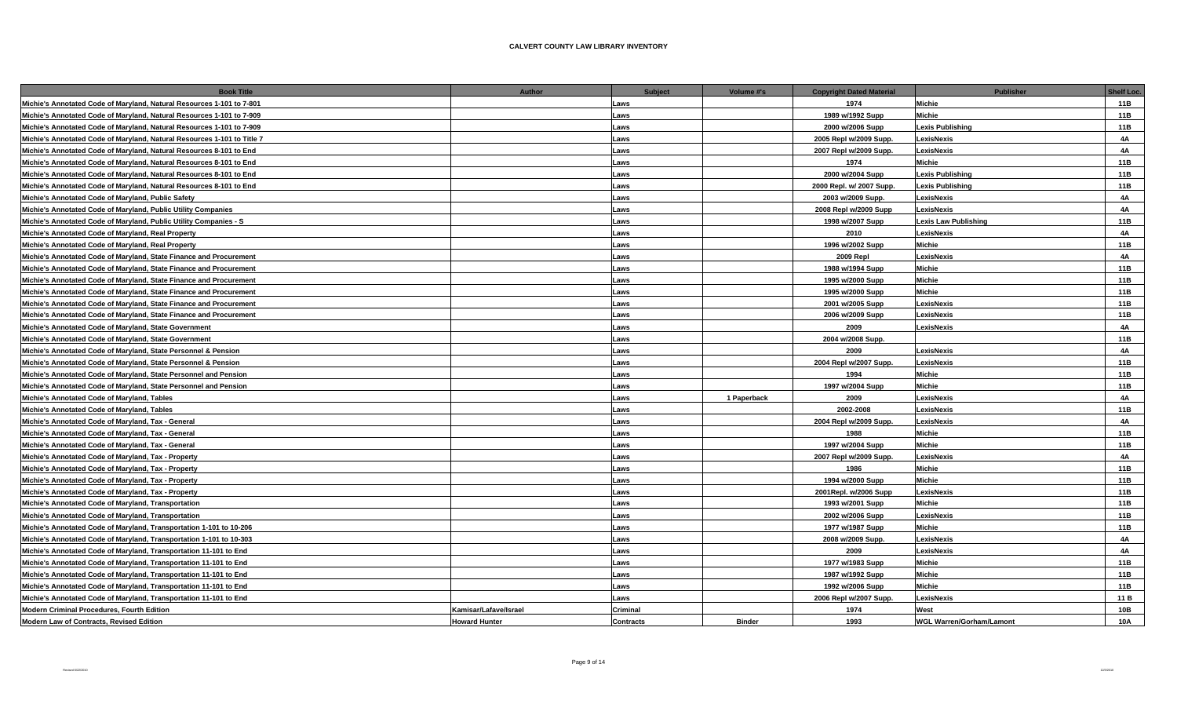# CALVERT COUNTY LAW LIBRARY INVENTORY

| Book Title | Author | Subject | Volume #'s | Copyright Dated Material | Publisher | Shelf Loc. |
|---|---|---|---|---|---|---|
| Michie's Annotated Code of Maryland, Natural Resources 1-101 to 7-801 | | Laws | | 1974 | Michie | 11B |
| Michie's Annotated Code of Maryland, Natural Resources 1-101 to 7-909 | | Laws | | 1989 w/1992 Supp | Michie | 11B |
| Michie's Annotated Code of Maryland, Natural Resources 1-101 to 7-909 | | Laws | | 2000 w/2006 Supp | Lexis Publishing | 11B |
| Michie's Annotated Code of Maryland, Natural Resources 1-101 to Title 7 | | Laws | | 2005 Repl w/2009 Supp. | LexisNexis | 4A |
| Michie's Annotated Code of Maryland, Natural Resources 8-101 to End | | Laws | | 2007 Repl w/2009 Supp. | LexisNexis | 4A |
| Michie's Annotated Code of Maryland, Natural Resources 8-101 to End | | Laws | | 1974 | Michie | 11B |
| Michie's Annotated Code of Maryland, Natural Resources 8-101 to End | | Laws | | 2000 w/2004 Supp | Lexis Publishing | 11B |
| Michie's Annotated Code of Maryland, Natural Resources 8-101 to End | | Laws | | 2000 Repl. w/ 2007 Supp. | Lexis Publishing | 11B |
| Michie's Annotated Code of Maryland, Public Safety | | Laws | | 2003 w/2009 Supp. | LexisNexis | 4A |
| Michie's Annotated Code of Maryland, Public Utility Companies | | Laws | | 2008 Repl w/2009 Supp | LexisNexis | 4A |
| Michie's Annotated Code of Maryland, Public Utility Companies - S | | Laws | | 1998 w/2007 Supp | Lexis Law Publishing | 11B |
| Michie's Annotated Code of Maryland, Real Property | | Laws | | 2010 | LexisNexis | 4A |
| Michie's Annotated Code of Maryland, Real Property | | Laws | | 1996 w/2002 Supp | Michie | 11B |
| Michie's Annotated Code of Maryland, State Finance and Procurement | | Laws | | 2009 Repl | LexisNexis | 4A |
| Michie's Annotated Code of Maryland, State Finance and Procurement | | Laws | | 1988 w/1994 Supp | Michie | 11B |
| Michie's Annotated Code of Maryland, State Finance and Procurement | | Laws | | 1995 w/2000 Supp | Michie | 11B |
| Michie's Annotated Code of Maryland, State Finance and Procurement | | Laws | | 1995 w/2000 Supp | Michie | 11B |
| Michie's Annotated Code of Maryland, State Finance and Procurement | | Laws | | 2001 w/2005 Supp | LexisNexis | 11B |
| Michie's Annotated Code of Maryland, State Finance and Procurement | | Laws | | 2006 w/2009 Supp | LexisNexis | 11B |
| Michie's Annotated Code of Maryland, State Government | | Laws | | 2009 | LexisNexis | 4A |
| Michie's Annotated Code of Maryland, State Government | | Laws | | 2004 w/2008 Supp. | | 11B |
| Michie's Annotated Code of Maryland, State Personnel & Pension | | Laws | | 2009 | LexisNexis | 4A |
| Michie's Annotated Code of Maryland, State Personnel & Pension | | Laws | | 2004 Repl w/2007 Supp. | LexisNexis | 11B |
| Michie's Annotated Code of Maryland, State Personnel and Pension | | Laws | | 1994 | Michie | 11B |
| Michie's Annotated Code of Maryland, State Personnel and Pension | | Laws | | 1997 w/2004 Supp | Michie | 11B |
| Michie's Annotated Code of Maryland, Tables | | Laws | 1 Paperback | 2009 | LexisNexis | 4A |
| Michie's Annotated Code of Maryland, Tables | | Laws | | 2002-2008 | LexisNexis | 11B |
| Michie's Annotated Code of Maryland, Tax - General | | Laws | | 2004 Repl w/2009 Supp. | LexisNexis | 4A |
| Michie's Annotated Code of Maryland, Tax - General | | Laws | | 1988 | Michie | 11B |
| Michie's Annotated Code of Maryland, Tax - General | | Laws | | 1997 w/2004 Supp | Michie | 11B |
| Michie's Annotated Code of Maryland, Tax - Property | | Laws | | 2007 Repl w/2009 Supp. | LexisNexis | 4A |
| Michie's Annotated Code of Maryland, Tax - Property | | Laws | | 1986 | Michie | 11B |
| Michie's Annotated Code of Maryland, Tax - Property | | Laws | | 1994 w/2000 Supp | Michie | 11B |
| Michie's Annotated Code of Maryland, Tax - Property | | Laws | | 2001Repl. w/2006 Supp | LexisNexis | 11B |
| Michie's Annotated Code of Maryland, Transportation | | Laws | | 1993 w/2001 Supp | Michie | 11B |
| Michie's Annotated Code of Maryland, Transportation | | Laws | | 2002 w/2006 Supp | LexisNexis | 11B |
| Michie's Annotated Code of Maryland, Transportation 1-101 to 10-206 | | Laws | | 1977 w/1987 Supp | Michie | 11B |
| Michie's Annotated Code of Maryland, Transportation 1-101 to 10-303 | | Laws | | 2008 w/2009 Supp. | LexisNexis | 4A |
| Michie's Annotated Code of Maryland, Transportation 11-101 to End | | Laws | | 2009 | LexisNexis | 4A |
| Michie's Annotated Code of Maryland, Transportation 11-101 to End | | Laws | | 1977 w/1983 Supp | Michie | 11B |
| Michie's Annotated Code of Maryland, Transportation 11-101 to End | | Laws | | 1987 w/1992 Supp | Michie | 11B |
| Michie's Annotated Code of Maryland, Transportation 11-101 to End | | Laws | | 1992 w/2006 Supp | Michie | 11B |
| Michie's Annotated Code of Maryland, Transportation 11-101 to End | | Laws | | 2006 Repl w/2007 Supp. | LexisNexis | 11 B |
| Modern Criminal Procedures, Fourth Edition | Kamisar/Lafave/Israel | Criminal | | 1974 | West | 10B |
| Modern Law of Contracts, Revised Edition | Howard Hunter | Contracts | Binder | 1993 | WGL Warren/Gorham/Lamont | 10A |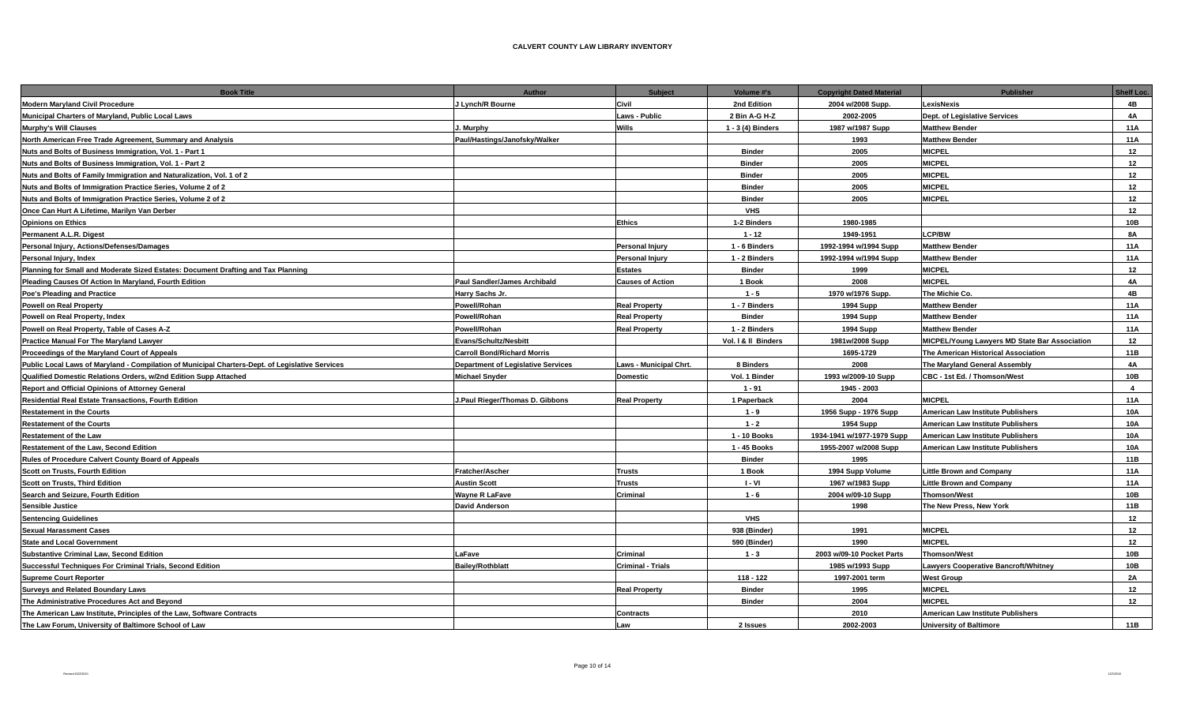**CALVERT COUNTY LAW LIBRARY INVENTORY**

| Book Title | Author | Subject | Volume #'s | Copyright Dated Material | Publisher | Shelf Loc. |
|---|---|---|---|---|---|---|
| Modern Maryland Civil Procedure | J Lynch/R Bourne | Civil | 2nd Edition | 2004 w/2008 Supp. | LexisNexis | 4B |
| Municipal Charters of Maryland, Public Local Laws | | Laws - Public | 2 Bin A-G H-Z | 2002-2005 | Dept. of Legislative Services | 4A |
| Murphy's Will Clauses | J. Murphy | Wills | 1 - 3 (4) Binders | 1987 w/1987 Supp | Matthew Bender | 11A |
| North American Free Trade Agreement, Summary and Analysis | Paul/Hastings/Janofsky/Walker | | | 1993 | Matthew Bender | 11A |
| Nuts and Bolts of Business Immigration, Vol. 1 - Part 1 | | | Binder | 2005 | MICPEL | 12 |
| Nuts and Bolts of Business Immigration, Vol. 1 - Part 2 | | | Binder | 2005 | MICPEL | 12 |
| Nuts and Bolts of Family Immigration and Naturalization, Vol. 1 of 2 | | | Binder | 2005 | MICPEL | 12 |
| Nuts and Bolts of Immigration Practice Series, Volume 2 of 2 | | | Binder | 2005 | MICPEL | 12 |
| Nuts and Bolts of Immigration Practice Series, Volume 2 of 2 | | | Binder | 2005 | MICPEL | 12 |
| Once Can Hurt A Lifetime, Marilyn Van Derber | | | VHS | | | 12 |
| Opinions on Ethics | | Ethics | 1-2 Binders | 1980-1985 | | 10B |
| Permanent A.L.R. Digest | | | 1 - 12 | 1949-1951 | LCP/BW | 8A |
| Personal Injury, Actions/Defenses/Damages | | Personal Injury | 1 - 6 Binders | 1992-1994 w/1994 Supp | Matthew Bender | 11A |
| Personal Injury, Index | | Personal Injury | 1 - 2 Binders | 1992-1994 w/1994 Supp | Matthew Bender | 11A |
| Planning for Small and Moderate Sized Estates: Document Drafting and Tax Planning | | Estates | Binder | 1999 | MICPEL | 12 |
| Pleading Causes Of Action In Maryland, Fourth Edition | Paul Sandler/James Archibald | Causes of Action | 1 Book | 2008 | MICPEL | 4A |
| Poe's Pleading and Practice | Harry Sachs Jr. | | 1 - 5 | 1970 w/1976 Supp. | The Michie Co. | 4B |
| Powell on Real Property | Powell/Rohan | Real Property | 1 - 7 Binders | 1994 Supp | Matthew Bender | 11A |
| Powell on Real Property, Index | Powell/Rohan | Real Property | Binder | 1994 Supp | Matthew Bender | 11A |
| Powell on Real Property, Table of Cases A-Z | Powell/Rohan | Real Property | 1 - 2 Binders | 1994 Supp | Matthew Bender | 11A |
| Practice Manual For The Maryland Lawyer | Evans/Schultz/Nesbitt | | Vol. I & II Binders | 1981w/2008 Supp | MICPEL/Young Lawyers MD State Bar Association | 12 |
| Proceedings of the Maryland Court of Appeals | Carroll Bond/Richard Morris | | | 1695-1729 | The American Historical Association | 11B |
| Public Local Laws of Maryland - Compilation of Municipal Charters-Dept. of Legislative Services | Department of Legislative Services | Laws - Municipal Chrt. | 8 Binders | 2008 | The Maryland General Assembly | 4A |
| Qualified Domestic Relations Orders, w/2nd Edition Supp Attached | Michael Snyder | Domestic | Vol. 1 Binder | 1993 w/2009-10 Supp | CBC - 1st Ed. / Thomson/West | 10B |
| Report and Official Opinions of Attorney General | | | 1 - 91 | 1945 - 2003 | | 4 |
| Residential Real Estate Transactions, Fourth Edition | J.Paul Rieger/Thomas D. Gibbons | Real Property | 1 Paperback | 2004 | MICPEL | 11A |
| Restatement in the Courts | | | 1 - 9 | 1956 Supp - 1976 Supp | American Law Institute Publishers | 10A |
| Restatement of the Courts | | | 1 - 2 | 1954 Supp | American Law Institute Publishers | 10A |
| Restatement of the Law | | | 1 - 10 Books | 1934-1941 w/1977-1979 Supp | American Law Institute Publishers | 10A |
| Restatement of the Law, Second Edition | | | 1 - 45 Books | 1955-2007 w/2008 Supp | American Law Institute Publishers | 10A |
| Rules of Procedure Calvert County Board of Appeals | | | Binder | 1995 | | 11B |
| Scott on Trusts, Fourth Edition | Fratcher/Ascher | Trusts | 1 Book | 1994 Supp Volume | Little Brown and Company | 11A |
| Scott on Trusts, Third Edition | Austin Scott | Trusts | I - VI | 1967 w/1983 Supp | Little Brown and Company | 11A |
| Search and Seizure, Fourth Edition | Wayne R LaFave | Criminal | 1 - 6 | 2004 w/09-10 Supp | Thomson/West | 10B |
| Sensible Justice | David Anderson | | | 1998 | The New Press, New York | 11B |
| Sentencing Guidelines | | | VHS | | | 12 |
| Sexual Harassment Cases | | | 938 (Binder) | 1991 | MICPEL | 12 |
| State and Local Government | | | 590 (Binder) | 1990 | MICPEL | 12 |
| Substantive Criminal Law, Second Edition | LaFave | Criminal | 1 - 3 | 2003 w/09-10 Pocket Parts | Thomson/West | 10B |
| Successful Techniques For Criminal Trials, Second Edition | Bailey/Rothblatt | Criminal - Trials | | 1985 w/1993 Supp | Lawyers Cooperative Bancroft/Whitney | 10B |
| Supreme Court Reporter | | | 118 - 122 | 1997-2001 term | West Group | 2A |
| Surveys and Related Boundary Laws | | Real Property | Binder | 1995 | MICPEL | 12 |
| The Administrative Procedures Act and Beyond | | | Binder | 2004 | MICPEL | 12 |
| The American Law Institute, Principles of the Law, Software Contracts | | Contracts | | 2010 | American Law Institute Publishers | |
| The Law Forum, University of Baltimore School of Law | | Law | 2 Issues | 2002-2003 | University of Baltimore | 11B |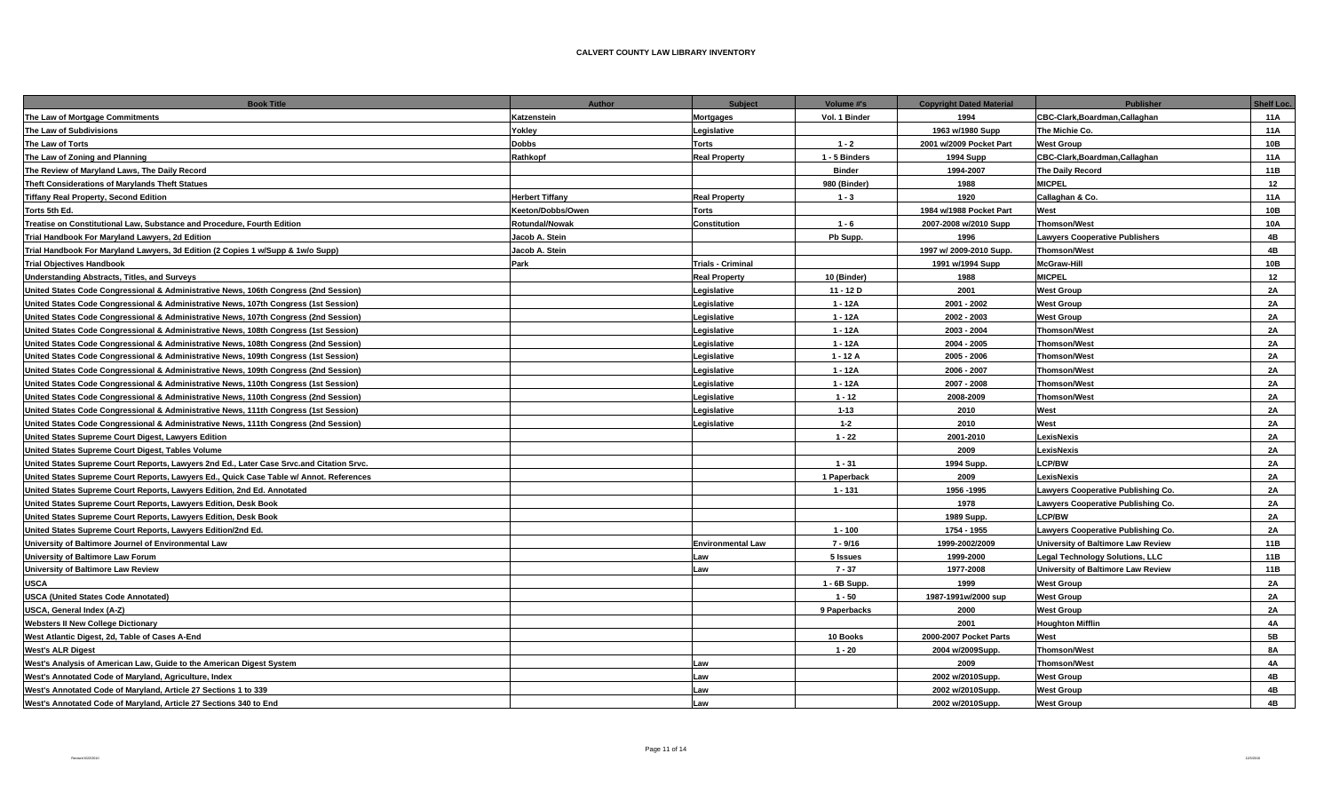**CALVERT COUNTY LAW LIBRARY INVENTORY**

| Book Title | Author | Subject | Volume #'s | Copyright Dated Material | Publisher | Shelf Loc. |
|---|---|---|---|---|---|---|
| The Law of Mortgage Commitments | Katzenstein | Mortgages | Vol. 1 Binder | 1994 | CBC-Clark,Boardman,Callaghan | 11A |
| The Law of Subdivisions | Yokley | Legislative | | 1963 w/1980 Supp | The Michie Co. | 11A |
| The Law of Torts | Dobbs | Torts | 1 - 2 | 2001 w/2009 Pocket Part | West Group | 10B |
| The Law of Zoning and Planning | Rathkopf | Real Property | 1 - 5 Binders | 1994 Supp | CBC-Clark,Boardman,Callaghan | 11A |
| The Review of Maryland Laws, The Daily Record | | | Binder | 1994-2007 | The Daily Record | 11B |
| Theft Considerations of Marylands Theft Statues | | | 980 (Binder) | 1988 | MICPEL | 12 |
| Tiffany Real Property, Second Edition | Herbert Tiffany | Real Property | 1 - 3 | 1920 | Callaghan & Co. | 11A |
| Torts 5th Ed. | Keeton/Dobbs/Owen | Torts | | 1984 w/1988 Pocket Part | West | 10B |
| Treatise on Constitutional Law, Substance and Procedure, Fourth Edition | Rotundal/Nowak | Constitution | 1 - 6 | 2007-2008 w/2010 Supp | Thomson/West | 10A |
| Trial Handbook For Maryland Lawyers, 2d Edition | Jacob A. Stein | | Pb Supp. | 1996 | Lawyers Cooperative Publishers | 4B |
| Trial Handbook For Maryland Lawyers, 3d Edition (2 Copies 1 w/Supp & 1w/o Supp) | Jacob A. Stein | | | 1997 w/ 2009-2010 Supp. | Thomson/West | 4B |
| Trial Objectives Handbook | Park | Trials - Criminal | | 1991 w/1994 Supp | McGraw-Hill | 10B |
| Understanding Abstracts, Titles, and Surveys | | Real Property | 10 (Binder) | 1988 | MICPEL | 12 |
| United States Code Congressional & Administrative News, 106th Congress (2nd Session) | | Legislative | 11 - 12 D | 2001 | West Group | 2A |
| United States Code Congressional & Administrative News, 107th Congress (1st Session) | | Legislative | 1 - 12A | 2001 - 2002 | West Group | 2A |
| United States Code Congressional & Administrative News, 107th Congress (2nd Session) | | Legislative | 1 - 12A | 2002 - 2003 | West Group | 2A |
| United States Code Congressional & Administrative News, 108th Congress (1st Session) | | Legislative | 1 - 12A | 2003 - 2004 | Thomson/West | 2A |
| United States Code Congressional & Administrative News, 108th Congress (2nd Session) | | Legislative | 1 - 12A | 2004 - 2005 | Thomson/West | 2A |
| United States Code Congressional & Administrative News, 109th Congress (1st Session) | | Legislative | 1 - 12 A | 2005 - 2006 | Thomson/West | 2A |
| United States Code Congressional & Administrative News, 109th Congress (2nd Session) | | Legislative | 1 - 12A | 2006 - 2007 | Thomson/West | 2A |
| United States Code Congressional & Administrative News, 110th Congress (1st Session) | | Legislative | 1 - 12A | 2007 - 2008 | Thomson/West | 2A |
| United States Code Congressional & Administrative News, 110th Congress (2nd Session) | | Legislative | 1 - 12 | 2008-2009 | Thomson/West | 2A |
| United States Code Congressional & Administrative News, 111th Congress (1st Session) | | Legislative | 1-13 | 2010 | West | 2A |
| United States Code Congressional & Administrative News, 111th Congress (2nd Session) | | Legislative | 1-2 | 2010 | West | 2A |
| United States Supreme Court Digest, Lawyers Edition | | | 1 - 22 | 2001-2010 | LexisNexis | 2A |
| United States Supreme Court Digest, Tables Volume | | | | 2009 | LexisNexis | 2A |
| United States Supreme Court Reports, Lawyers 2nd Ed., Later Case Srvc.and Citation Srvc. | | | 1 - 31 | 1994 Supp. | LCP/BW | 2A |
| United States Supreme Court Reports, Lawyers Ed., Quick Case Table w/ Annot. References | | | 1 Paperback | 2009 | LexisNexis | 2A |
| United States Supreme Court Reports, Lawyers Edition, 2nd Ed. Annotated | | | 1 - 131 | 1956 -1995 | Lawyers Cooperative Publishing Co. | 2A |
| United States Supreme Court Reports, Lawyers Edition, Desk Book | | | | 1978 | Lawyers Cooperative Publishing Co. | 2A |
| United States Supreme Court Reports, Lawyers Edition, Desk Book | | | | 1989 Supp. | LCP/BW | 2A |
| United States Supreme Court Reports, Lawyers Edition/2nd Ed. | | | 1 - 100 | 1754 - 1955 | Lawyers Cooperative Publishing Co. | 2A |
| University of Baltimore Journel of Environmental Law | | Environmental Law | 7 - 9/16 | 1999-2002/2009 | University of Baltimore Law Review | 11B |
| University of Baltimore Law Forum | | Law | 5 Issues | 1999-2000 | Legal Technology Solutions, LLC | 11B |
| University of Baltimore Law Review | | Law | 7 - 37 | 1977-2008 | University of Baltimore Law Review | 11B |
| USCA | | | 1 - 6B Supp. | 1999 | West Group | 2A |
| USCA (United States Code Annotated) | | | 1 - 50 | 1987-1991w/2000 sup | West Group | 2A |
| USCA, General Index (A-Z) | | | 9 Paperbacks | 2000 | West Group | 2A |
| Websters II New College Dictionary | | | | 2001 | Houghton Mifflin | 4A |
| West Atlantic Digest, 2d, Table of Cases A-End | | | 10 Books | 2000-2007 Pocket Parts | West | 5B |
| West's ALR Digest | | | 1 - 20 | 2004 w/2009Supp. | Thomson/West | 8A |
| West's Analysis of American Law, Guide to the American Digest System | | Law | | 2009 | Thomson/West | 4A |
| West's Annotated Code of Maryland, Agriculture, Index | | Law | | 2002 w/2010Supp. | West Group | 4B |
| West's Annotated Code of Maryland, Article 27 Sections 1 to 339 | | Law | | 2002 w/2010Supp. | West Group | 4B |
| West's Annotated Code of Maryland, Article 27 Sections 340 to End | | Law | | 2002 w/2010Supp. | West Group | 4B |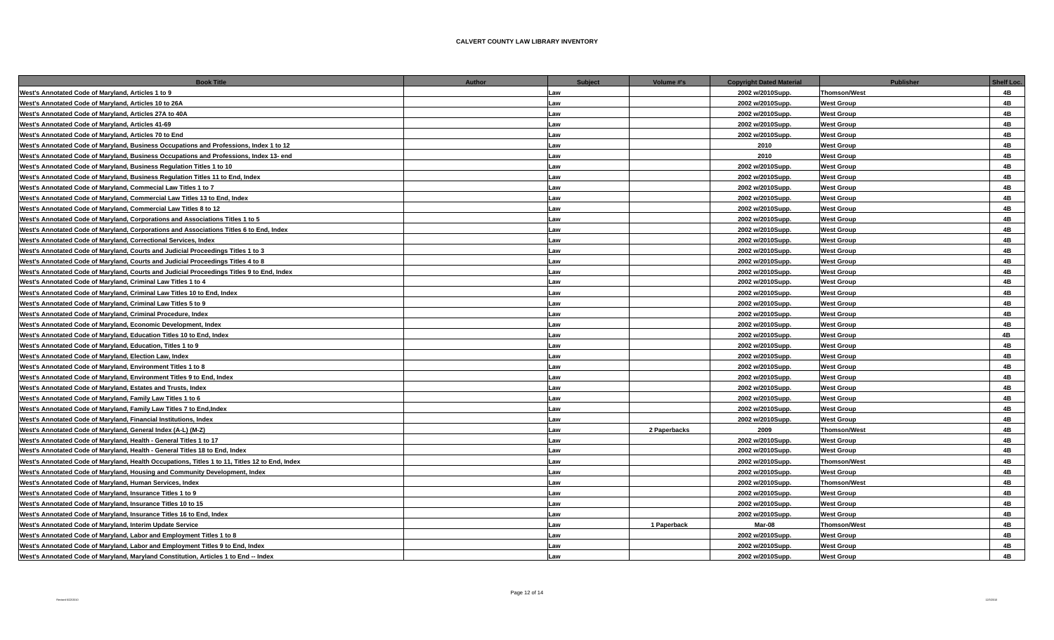**CALVERT COUNTY LAW LIBRARY INVENTORY**

| Book Title | Author | Subject | Volume #'s | Copyright Dated Material | Publisher | Shelf Loc. |
|---|---|---|---|---|---|---|
| West's Annotated Code of Maryland, Articles 1 to 9 | | Law | | 2002 w/2010Supp. | Thomson/West | 4B |
| West's Annotated Code of Maryland, Articles 10 to 26A | | Law | | 2002 w/2010Supp. | West Group | 4B |
| West's Annotated Code of Maryland, Articles 27A to 40A | | Law | | 2002 w/2010Supp. | West Group | 4B |
| West's Annotated Code of Maryland, Articles 41-69 | | Law | | 2002 w/2010Supp. | West Group | 4B |
| West's Annotated Code of Maryland, Articles 70 to End | | Law | | 2002 w/2010Supp. | West Group | 4B |
| West's Annotated Code of Maryland, Business Occupations and Professions, Index 1 to 12 | | Law | | 2010 | West Group | 4B |
| West's Annotated Code of Maryland, Business Occupations and Professions, Index 13- end | | Law | | 2010 | West Group | 4B |
| West's Annotated Code of Maryland, Business Regulation Titles 1 to 10 | | Law | | 2002 w/2010Supp. | West Group | 4B |
| West's Annotated Code of Maryland, Business Regulation Titles 11 to End, Index | | Law | | 2002 w/2010Supp. | West Group | 4B |
| West's Annotated Code of Maryland, Commecial Law Titles 1 to 7 | | Law | | 2002 w/2010Supp. | West Group | 4B |
| West's Annotated Code of Maryland, Commercial Law Titles 13 to End, Index | | Law | | 2002 w/2010Supp. | West Group | 4B |
| West's Annotated Code of Maryland, Commercial Law Titles 8 to 12 | | Law | | 2002 w/2010Supp. | West Group | 4B |
| West's Annotated Code of Maryland, Corporations and Associations Titles 1 to 5 | | Law | | 2002 w/2010Supp. | West Group | 4B |
| West's Annotated Code of Maryland, Corporations and Associations Titles 6 to End, Index | | Law | | 2002 w/2010Supp. | West Group | 4B |
| West's Annotated Code of Maryland, Correctional Services, Index | | Law | | 2002 w/2010Supp. | West Group | 4B |
| West's Annotated Code of Maryland, Courts and Judicial Proceedings Titles 1 to 3 | | Law | | 2002 w/2010Supp. | West Group | 4B |
| West's Annotated Code of Maryland, Courts and Judicial Proceedings Titles 4 to 8 | | Law | | 2002 w/2010Supp. | West Group | 4B |
| West's Annotated Code of Maryland, Courts and Judicial Proceedings Titles 9 to End, Index | | Law | | 2002 w/2010Supp. | West Group | 4B |
| West's Annotated Code of Maryland, Criminal Law Titles 1 to 4 | | Law | | 2002 w/2010Supp. | West Group | 4B |
| West's Annotated Code of Maryland, Criminal Law Titles 10 to End, Index | | Law | | 2002 w/2010Supp. | West Group | 4B |
| West's Annotated Code of Maryland, Criminal Law Titles 5 to 9 | | Law | | 2002 w/2010Supp. | West Group | 4B |
| West's Annotated Code of Maryland, Criminal Procedure, Index | | Law | | 2002 w/2010Supp. | West Group | 4B |
| West's Annotated Code of Maryland, Economic Development, Index | | Law | | 2002 w/2010Supp. | West Group | 4B |
| West's Annotated Code of Maryland, Education Titles 10 to End, Index | | Law | | 2002 w/2010Supp. | West Group | 4B |
| West's Annotated Code of Maryland, Education, Titles 1 to 9 | | Law | | 2002 w/2010Supp. | West Group | 4B |
| West's Annotated Code of Maryland, Election Law, Index | | Law | | 2002 w/2010Supp. | West Group | 4B |
| West's Annotated Code of Maryland, Environment Titles 1 to 8 | | Law | | 2002 w/2010Supp. | West Group | 4B |
| West's Annotated Code of Maryland, Environment Titles 9 to End, Index | | Law | | 2002 w/2010Supp. | West Group | 4B |
| West's Annotated Code of Maryland, Estates and Trusts, Index | | Law | | 2002 w/2010Supp. | West Group | 4B |
| West's Annotated Code of Maryland, Family Law Titles 1 to 6 | | Law | | 2002 w/2010Supp. | West Group | 4B |
| West's Annotated Code of Maryland, Family Law Titles 7 to End,Index | | Law | | 2002 w/2010Supp. | West Group | 4B |
| West's Annotated Code of Maryland, Financial Institutions, Index | | Law | | 2002 w/2010Supp. | West Group | 4B |
| West's Annotated Code of Maryland, General Index (A-L) (M-Z) | | Law | 2 Paperbacks | 2009 | Thomson/West | 4B |
| West's Annotated Code of Maryland, Health - General Titles 1 to 17 | | Law | | 2002 w/2010Supp. | West Group | 4B |
| West's Annotated Code of Maryland, Health - General Titles 18 to End, Index | | Law | | 2002 w/2010Supp. | West Group | 4B |
| West's Annotated Code of Maryland, Health Occupations, Titles 1 to 11, Titles 12 to End, Index | | Law | | 2002 w/2010Supp. | Thomson/West | 4B |
| West's Annotated Code of Maryland, Housing and Community Development, Index | | Law | | 2002 w/2010Supp. | West Group | 4B |
| West's Annotated Code of Maryland, Human Services, Index | | Law | | 2002 w/2010Supp. | Thomson/West | 4B |
| West's Annotated Code of Maryland, Insurance Titles 1 to 9 | | Law | | 2002 w/2010Supp. | West Group | 4B |
| West's Annotated Code of Maryland, Insurance Titles 10 to 15 | | Law | | 2002 w/2010Supp. | West Group | 4B |
| West's Annotated Code of Maryland, Insurance Titles 16 to End, Index | | Law | | 2002 w/2010Supp. | West Group | 4B |
| West's Annotated Code of Maryland, Interim Update Service | | Law | 1 Paperback | Mar-08 | Thomson/West | 4B |
| West's Annotated Code of Maryland, Labor and Employment Titles 1 to 8 | | Law | | 2002 w/2010Supp. | West Group | 4B |
| West's Annotated Code of Maryland, Labor and Employment Titles 9 to End, Index | | Law | | 2002 w/2010Supp. | West Group | 4B |
| West's Annotated Code of Maryland, Maryland Constitution, Articles 1 to End -- Index | | Law | | 2002 w/2010Supp. | West Group | 4B |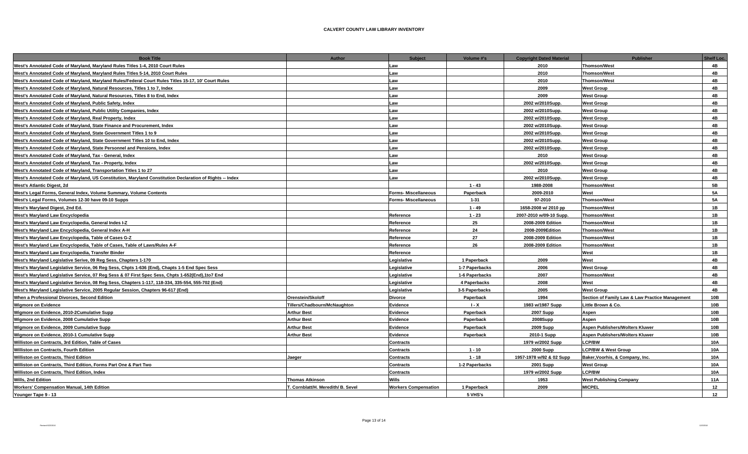# CALVERT COUNTY LAW LIBRARY INVENTORY

| Book Title | Author | Subject | Volume #'s | Copyright Dated Material | Publisher | Shelf Loc. |
|---|---|---|---|---|---|---|
| West's Annotated Code of Maryland, Maryland Rules Titles 1-4, 2010 Court Rules | | Law | | 2010 | Thomson/West | 4B |
| West's Annotated Code of Maryland, Maryland Rules Titles 5-14, 2010 Court Rules | | Law | | 2010 | Thomson/West | 4B |
| West's Annotated Code of Maryland, Maryland Rules/Federal Court Rules Titles 15-17, 10' Court Rules | | Law | | 2010 | Thomson/West | 4B |
| West's Annotated Code of Maryland, Natural Resources, Titles 1 to 7, Index | | Law | | 2009 | West Group | 4B |
| West's Annotated Code of Maryland, Natural Resources, Titles 8 to End, Index | | Law | | 2009 | West Group | 4B |
| West's Annotated Code of Maryland, Public Safety, Index | | Law | | 2002 w/2010Supp. | West Group | 4B |
| West's Annotated Code of Maryland, Public Utility Companies, Index | | Law | | 2002 w/2010Supp. | West Group | 4B |
| West's Annotated Code of Maryland, Real Property, Index | | Law | | 2002 w/2010Supp. | West Group | 4B |
| West's Annotated Code of Maryland, State Finance and Procurement, Index | | Law | | 2002 w/2010Supp. | West Group | 4B |
| West's Annotated Code of Maryland, State Government Titles 1 to 9 | | Law | | 2002 w/2010Supp. | West Group | 4B |
| West's Annotated Code of Maryland, State Government Titles 10 to End, Index | | Law | | 2002 w/2010Supp. | West Group | 4B |
| West's Annotated Code of Maryland, State Personnel and Pensions, Index | | Law | | 2002 w/2010Supp. | West Group | 4B |
| West's Annotated Code of Maryland, Tax - General, Index | | Law | | 2010 | West Group | 4B |
| West's Annotated Code of Maryland, Tax - Property, Index | | Law | | 2002 w/2010Supp. | West Group | 4B |
| West's Annotated Code of Maryland, Transportation Titles 1 to 27 | | Law | | 2010 | West Group | 4B |
| West's Annotated Code of Maryland, US Constitution, Maryland Constitution Declaration of Rights -- Index | | Law | | 2002 w/2010Supp. | West Group | 4B |
| West's Atlantic Digest, 2d | | | 1 - 43 | 1988-2008 | Thomson/West | 5B |
| West's Legal Forms, General Index, Volume Summary, Volume Contents | | Forms- Miscellaneous | Paperback | 2009-2010 | West | 5A |
| West's Legal Forms, Volumes 12-30 have 09-10 Supps | | Forms- Miscellaneous | 1-31 | 97-2010 | Thomson/West | 5A |
| West's Maryland Digest, 2nd Ed. | | | 1 - 49 | 1658-2008 w/ 2010 pp | Thomson/West | 1B |
| West's Maryland Law Encyclopedia | | Reference | 1 - 23 | 2007-2010 w/09-10 Supp. | Thomson/West | 1B |
| West's Maryland Law Encyclopedia, General Indes I-Z | | Reference | 25 | 2008-2009 Edition | Thomson/West | 1B |
| West's Maryland Law Encyclopedia, General Index A-H | | Reference | 24 | 2008-2009Edition | Thomson/West | 1B |
| West's Maryland Law Encyclopedia, Table of Cases G-Z | | Reference | 27 | 2008-2009 Edition | Thomson/West | 1B |
| West's Maryland Law Encyclopedia, Table of Cases, Table of Laws/Rules A-F | | Reference | 26 | 2008-2009 Edition | Thomson/West | 1B |
| West's Maryland Law Encyclopedia, Transfer Binder | | Reference | | | West | 1B |
| West's Maryland Legislative Serive, 09 Reg Sess, Chapters 1-170 | | Legislative | 1 Paperback | 2009 | West | 4B |
| West's Maryland Legislative Service, 06 Reg Sess, Chpts 1-636 (End), Chapts 1-5 End Spec Sess | | Legislative | 1-7 Paperbacks | 2006 | West Group | 4B |
| West's Maryland Legislative Service, 07 Reg Sess & 07 First Spec Sess, Chpts 1-652(End),1to7 End | | Legislative | 1-6 Paperbacks | 2007 | Thomson/West | 4B |
| West's Maryland Legislative Service, 08 Reg Sess, Chapters 1-117, 118-334, 335-554, 555-702 (End) | | Legislative | 4 Paperbacks | 2008 | West | 4B |
| West's Maryland Legislative Service, 2005 Regular Session, Chapters 96-617 (End) | | Legislative | 3-5 Paperbacks | 2005 | West Group | 4B |
| When a Professional Divorces, Second Edition | Orenstein/Skoloff | Divorce | Paperback | 1994 | Section of Family Law & Law Practice Management | 10B |
| Wigmore on Evidence | Tillers/Chadbourn/McNaughton | Evidence | I - X | 1983 w/1987 Supp | Little Brown & Co. | 10B |
| Wigmore on Evidence, 2010-2Cumulative Supp | Arthur Best | Evidence | Paperback | 2007 Supp | Aspen | 10B |
| Wigmore on Evidence, 2008 Cumulative Supp | Arthur Best | Evidence | Paperback | 2008Supp | Aspen | 10B |
| Wigmore on Evidence, 2009 Cumulative Supp | Arthur Best | Evidence | Paperback | 2009 Supp | Aspen Publishers/Wolters Kluwer | 10B |
| Wigmore on Evidence, 2010-1 Cumulative Supp | Arthur Best | Evidence | Paperback | 2010-1 Supp | Aspen Publishers/Wolters Kluwer | 10B |
| Williston on Contracts, 3rd Edition, Table of Cases | | Contracts | | 1979 w/2002 Supp | LCP/BW | 10A |
| Williston on Contracts, Fourth Edition | | Contracts | 1 - 10 | 2000 Supp | LCP/BW & West Group | 10A |
| Williston on Contracts, Third Edition | Jaeger | Contracts | 1 - 18 | 1957-1978 w/92 & 02 Supp | Baker,Voorhis, & Company, Inc. | 10A |
| Williston on Contracts, Third Edition, Forms Part One & Part Two | | Contracts | 1-2 Paperbacks | 2001 Supp | West Group | 10A |
| Williston on Contracts, Third Edition, Index | | Contracts | | 1979 w/2002 Supp | LCP/BW | 10A |
| Wills, 2nd Edition | Thomas Atkinson | Wills | | 1953 | West Publishing Company | 11A |
| Workers' Compensation Manual, 14th Edition | T. Cornblatt/H. Meredith/ B. Sevel | Workers Compensation | 1 Paperback | 2009 | MICPEL | 12 |
| Younger Tape 9 - 13 | | | 5 VHS's | | | 12 |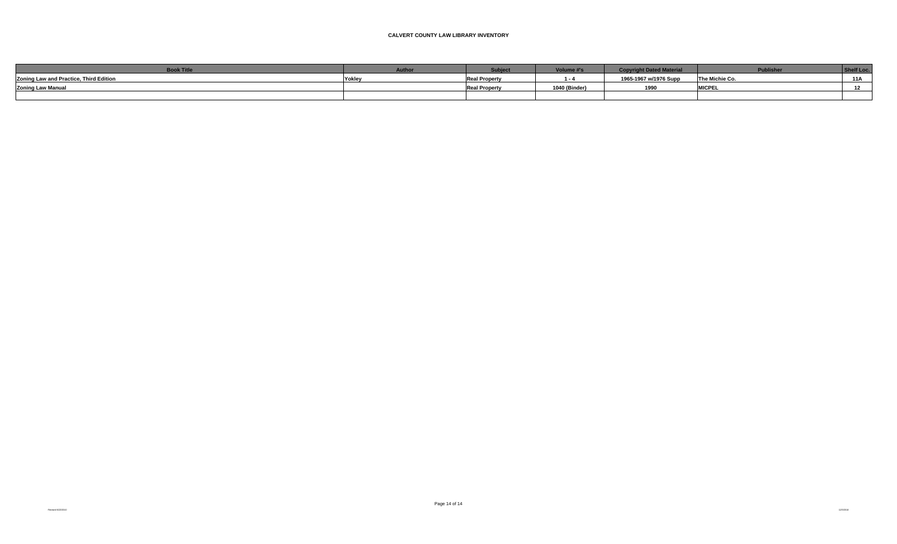| Book Title | Author | Subject | Volume #'s | Copyright Dated Material | Publisher | Shelf Loc. |
|---|---|---|---|---|---|---|
| **Zoning Law and Practice, Third Edition** | **Yokley** | **Real Property** | **1 - 4** | **1965-1967 w/1976 Supp** | **The Michie Co.** | **11A** |
| **Zoning Law Manual** | | **Real Property** | **1040 (Binder)** | **1990** | **MICPEL** | **12** |
| | | | | | | |